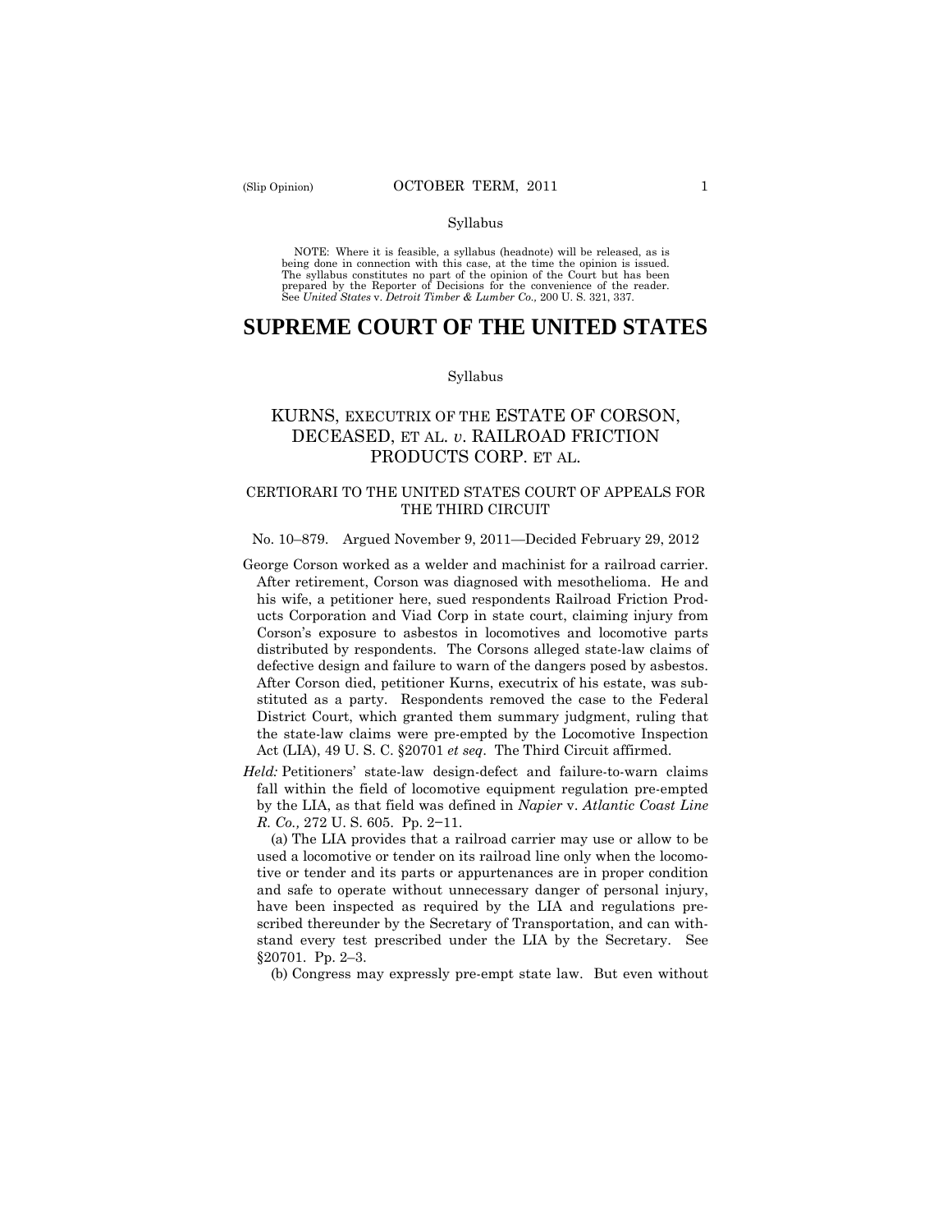Syllabus

NOTE: Where it is feasible, a syllabus (headnote) will be released, as is being done in connection with this case, at the time the opinion is issued. The syllabus constitutes no part of the opinion of the Court but has been prepared by the Reporter of Decisions for the convenience of the reader. See *United States* v. *Detroit Timber & Lumber Co.,* 200 U. S. 321, 337.

# SUPREME COURT OF THE UNITED STATES

Syllabus

## KURNS, EXECUTRIX OF THE ESTATE OF CORSON, DECEASED, ET AL. *v*. RAILROAD FRICTION PRODUCTS CORP. ET AL.

### CERTIORARI TO THE UNITED STATES COURT OF APPEALS FOR THE THIRD CIRCUIT

No. 10–879. Argued November 9, 2011—Decided February 29, 2012

George Corson worked as a welder and machinist for a railroad carrier. After retirement, Corson was diagnosed with mesothelioma. He and his wife, a petitioner here, sued respondents Railroad Friction Products Corporation and Viad Corp in state court, claiming injury from Corson's exposure to asbestos in locomotives and locomotive parts distributed by respondents. The Corsons alleged state-law claims of defective design and failure to warn of the dangers posed by asbestos. After Corson died, petitioner Kurns, executrix of his estate, was substituted as a party. Respondents removed the case to the Federal District Court, which granted them summary judgment, ruling that the state-law claims were pre-empted by the Locomotive Inspection Act (LIA), 49 U. S. C. §20701 *et seq*. The Third Circuit affirmed.

*Held:* Petitioners' state-law design-defect and failure-to-warn claims fall within the field of locomotive equipment regulation pre-empted by the LIA, as that field was defined in *Napier* v. *Atlantic Coast Line R. Co.,* 272 U. S. 605. Pp. 2−11.

(a) The LIA provides that a railroad carrier may use or allow to be used a locomotive or tender on its railroad line only when the locomotive or tender and its parts or appurtenances are in proper condition and safe to operate without unnecessary danger of personal injury, have been inspected as required by the LIA and regulations prescribed thereunder by the Secretary of Transportation, and can withstand every test prescribed under the LIA by the Secretary. See §20701. Pp. 2–3.

(b) Congress may expressly pre-empt state law. But even without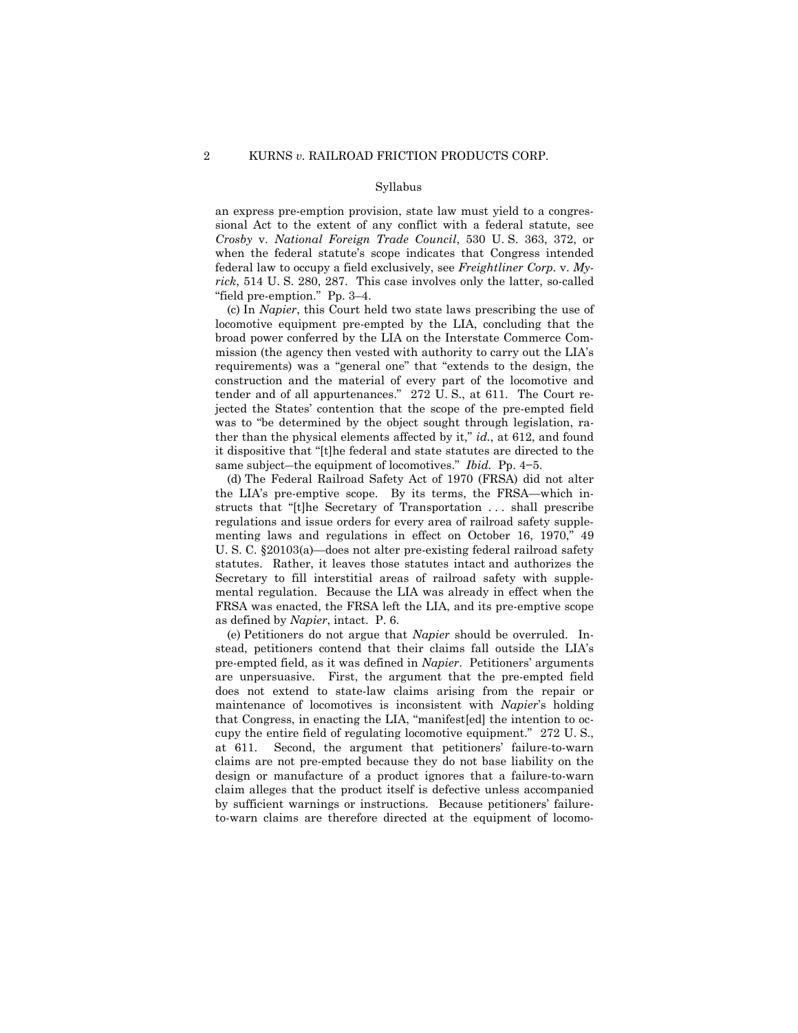Syllabus

an express pre-emption provision, state law must yield to a congressional Act to the extent of any conflict with a federal statute, see *Crosby* v. *National Foreign Trade Council*, 530 U. S. 363, 372, or when the federal statute's scope indicates that Congress intended federal law to occupy a field exclusively, see *Freightliner Corp.* v. *Myrick*, 514 U. S. 280, 287. This case involves only the latter, so-called "field pre-emption." Pp. 3–4.

(c) In *Napier*, this Court held two state laws prescribing the use of locomotive equipment pre-empted by the LIA, concluding that the broad power conferred by the LIA on the Interstate Commerce Commission (the agency then vested with authority to carry out the LIA's requirements) was a "general one" that "extends to the design, the construction and the material of every part of the locomotive and tender and of all appurtenances." 272 U. S., at 611. The Court rejected the States' contention that the scope of the pre-empted field was to "be determined by the object sought through legislation, rather than the physical elements affected by it," *id.*, at 612, and found it dispositive that "[t]he federal and state statutes are directed to the same subject—the equipment of locomotives." *Ibid.* Pp. 4–5.

(d) The Federal Railroad Safety Act of 1970 (FRSA) did not alter the LIA's pre-emptive scope. By its terms, the FRSA—which instructs that "[t]he Secretary of Transportation . . . shall prescribe regulations and issue orders for every area of railroad safety supplementing laws and regulations in effect on October 16, 1970," 49 U. S. C. §20103(a)—does not alter pre-existing federal railroad safety statutes. Rather, it leaves those statutes intact and authorizes the Secretary to fill interstitial areas of railroad safety with supplemental regulation. Because the LIA was already in effect when the FRSA was enacted, the FRSA left the LIA, and its pre-emptive scope as defined by *Napier*, intact. P. 6.

(e) Petitioners do not argue that *Napier* should be overruled. Instead, petitioners contend that their claims fall outside the LIA's pre-empted field, as it was defined in *Napier*. Petitioners' arguments are unpersuasive. First, the argument that the pre-empted field does not extend to state-law claims arising from the repair or maintenance of locomotives is inconsistent with *Napier*'s holding that Congress, in enacting the LIA, "manifest[ed] the intention to occupy the entire field of regulating locomotive equipment." 272 U. S., at 611. Second, the argument that petitioners' failure-to-warn claims are not pre-empted because they do not base liability on the design or manufacture of a product ignores that a failure-to-warn claim alleges that the product itself is defective unless accompanied by sufficient warnings or instructions. Because petitioners' failure-to-warn claims are therefore directed at the equipment of locomo-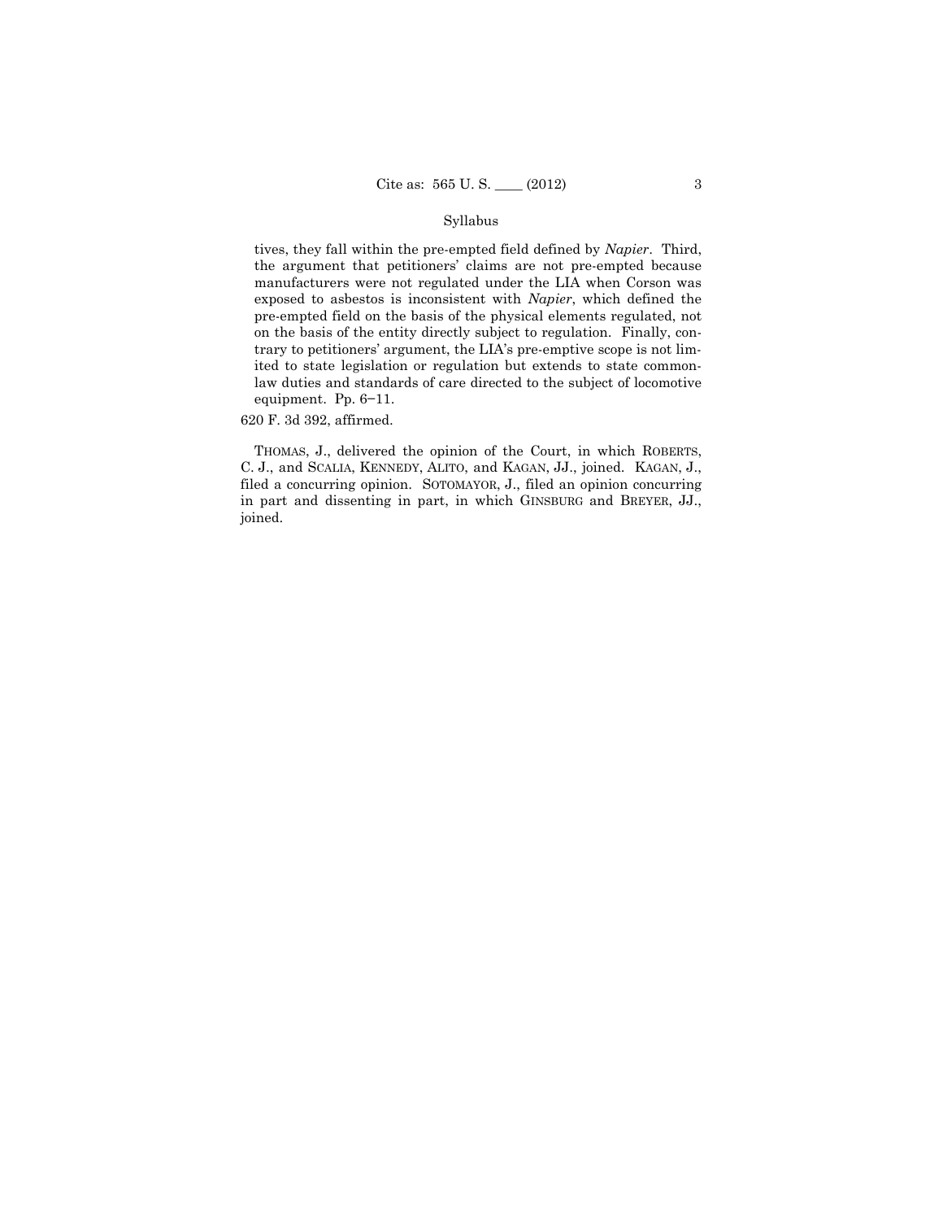tives, they fall within the pre-empted field defined by *Napier*. Third, the argument that petitioners' claims are not pre-empted because manufacturers were not regulated under the LIA when Corson was exposed to asbestos is inconsistent with *Napier*, which defined the pre-empted field on the basis of the physical elements regulated, not on the basis of the entity directly subject to regulation. Finally, contrary to petitioners' argument, the LIA's pre-emptive scope is not limited to state legislation or regulation but extends to state common-law duties and standards of care directed to the subject of locomotive equipment. Pp. 6–11.

620 F. 3d 392, affirmed.

THOMAS, J., delivered the opinion of the Court, in which ROBERTS, C. J., and SCALIA, KENNEDY, ALITO, and KAGAN, JJ., joined. KAGAN, J., filed a concurring opinion. SOTOMAYOR, J., filed an opinion concurring in part and dissenting in part, in which GINSBURG and BREYER, JJ., joined.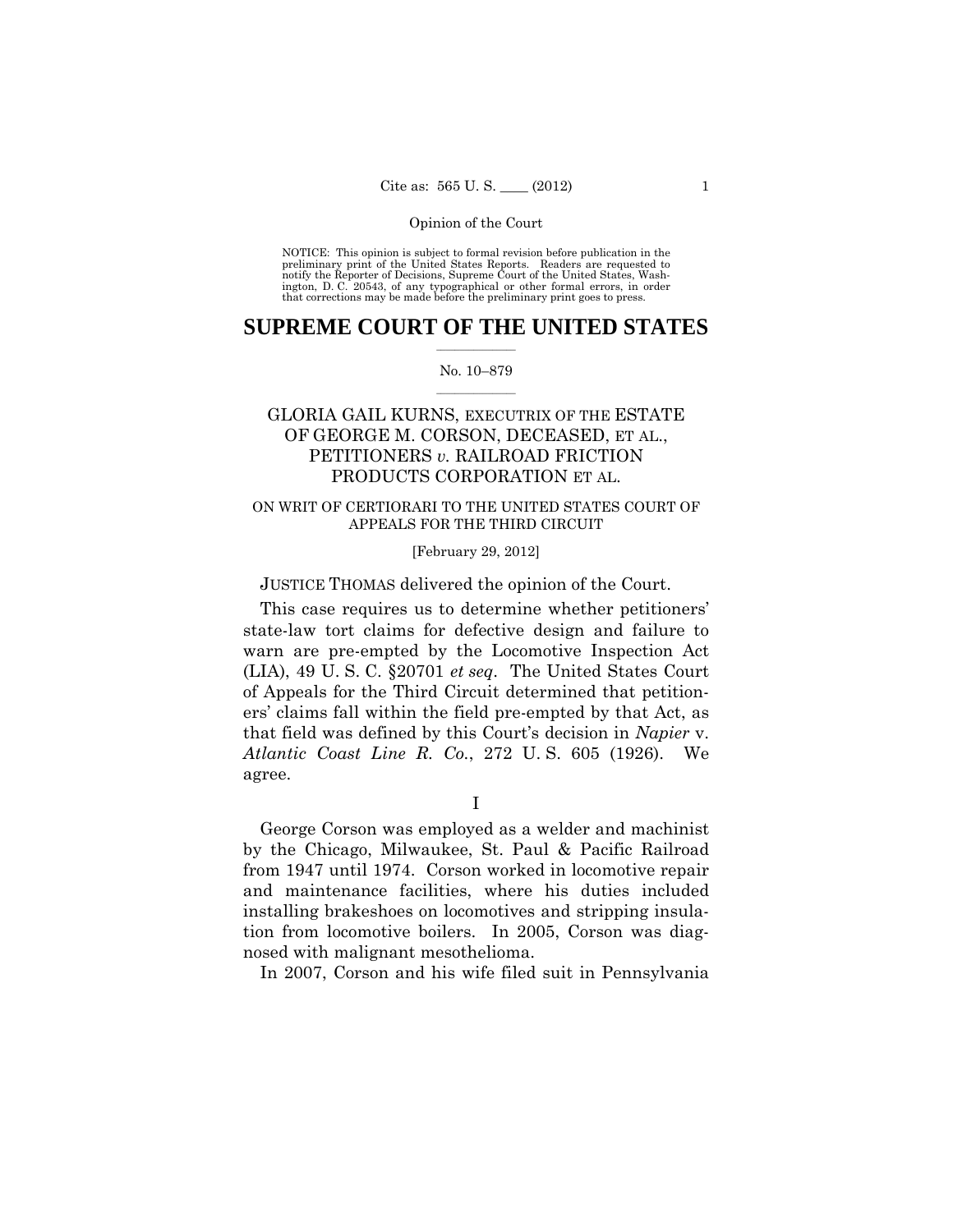NOTICE: This opinion is subject to formal revision before publication in the preliminary print of the United States Reports. Readers are requested to notify the Reporter of Decisions, Supreme Court of the United States, Washington, D. C. 20543, of any typographical or other formal errors, in order that corrections may be made before the preliminary print goes to press.

# SUPREME COURT OF THE UNITED STATES

No. 10–879

## GLORIA GAIL KURNS, EXECUTRIX OF THE ESTATE OF GEORGE M. CORSON, DECEASED, ET AL., PETITIONERS *v.* RAILROAD FRICTION PRODUCTS CORPORATION ET AL.

ON WRIT OF CERTIORARI TO THE UNITED STATES COURT OF APPEALS FOR THE THIRD CIRCUIT

[February 29, 2012]

JUSTICE THOMAS delivered the opinion of the Court.

This case requires us to determine whether petitioners' state-law tort claims for defective design and failure to warn are pre-empted by the Locomotive Inspection Act (LIA), 49 U. S. C. §20701 *et seq*. The United States Court of Appeals for the Third Circuit determined that petitioners' claims fall within the field pre-empted by that Act, as that field was defined by this Court's decision in *Napier* v. *Atlantic Coast Line R. Co.*, 272 U. S. 605 (1926). We agree.

I

George Corson was employed as a welder and machinist by the Chicago, Milwaukee, St. Paul & Pacific Railroad from 1947 until 1974. Corson worked in locomotive repair and maintenance facilities, where his duties included installing brakeshoes on locomotives and stripping insulation from locomotive boilers. In 2005, Corson was diagnosed with malignant mesothelioma.

In 2007, Corson and his wife filed suit in Pennsylvania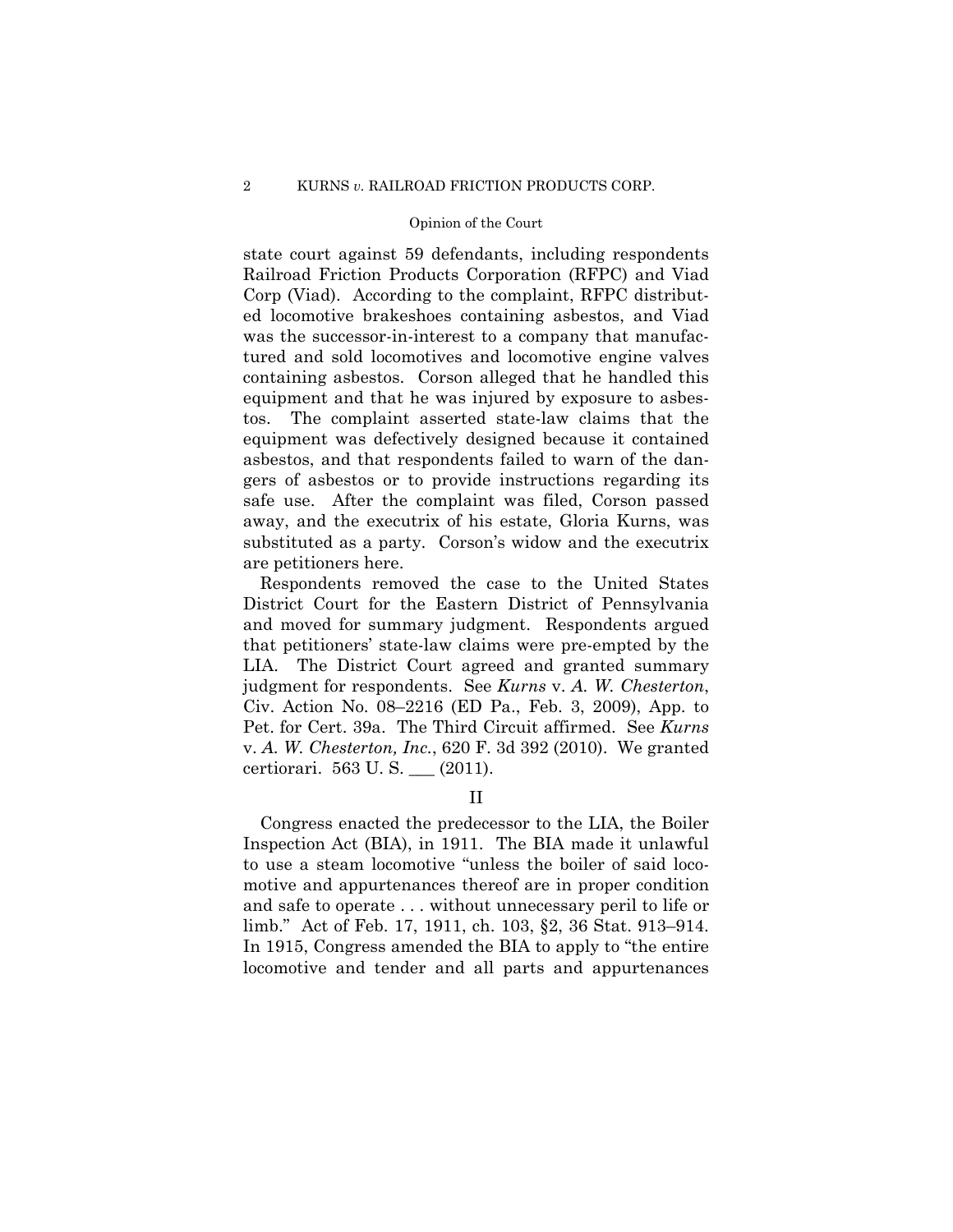state court against 59 defendants, including respondents Railroad Friction Products Corporation (RFPC) and Viad Corp (Viad). According to the complaint, RFPC distributed locomotive brakeshoes containing asbestos, and Viad was the successor-in-interest to a company that manufactured and sold locomotives and locomotive engine valves containing asbestos. Corson alleged that he handled this equipment and that he was injured by exposure to asbestos. The complaint asserted state-law claims that the equipment was defectively designed because it contained asbestos, and that respondents failed to warn of the dangers of asbestos or to provide instructions regarding its safe use. After the complaint was filed, Corson passed away, and the executrix of his estate, Gloria Kurns, was substituted as a party. Corson's widow and the executrix are petitioners here.

Respondents removed the case to the United States District Court for the Eastern District of Pennsylvania and moved for summary judgment. Respondents argued that petitioners' state-law claims were pre-empted by the LIA. The District Court agreed and granted summary judgment for respondents. See *Kurns* v. *A. W. Chesterton*, Civ. Action No. 08–2216 (ED Pa., Feb. 3, 2009), App. to Pet. for Cert. 39a. The Third Circuit affirmed. See *Kurns* v. *A. W. Chesterton, Inc.*, 620 F. 3d 392 (2010). We granted certiorari. 563 U. S. ___ (2011).

## II

Congress enacted the predecessor to the LIA, the Boiler Inspection Act (BIA), in 1911. The BIA made it unlawful to use a steam locomotive "unless the boiler of said locomotive and appurtenances thereof are in proper condition and safe to operate . . . without unnecessary peril to life or limb." Act of Feb. 17, 1911, ch. 103, §2, 36 Stat. 913–914. In 1915, Congress amended the BIA to apply to "the entire locomotive and tender and all parts and appurtenances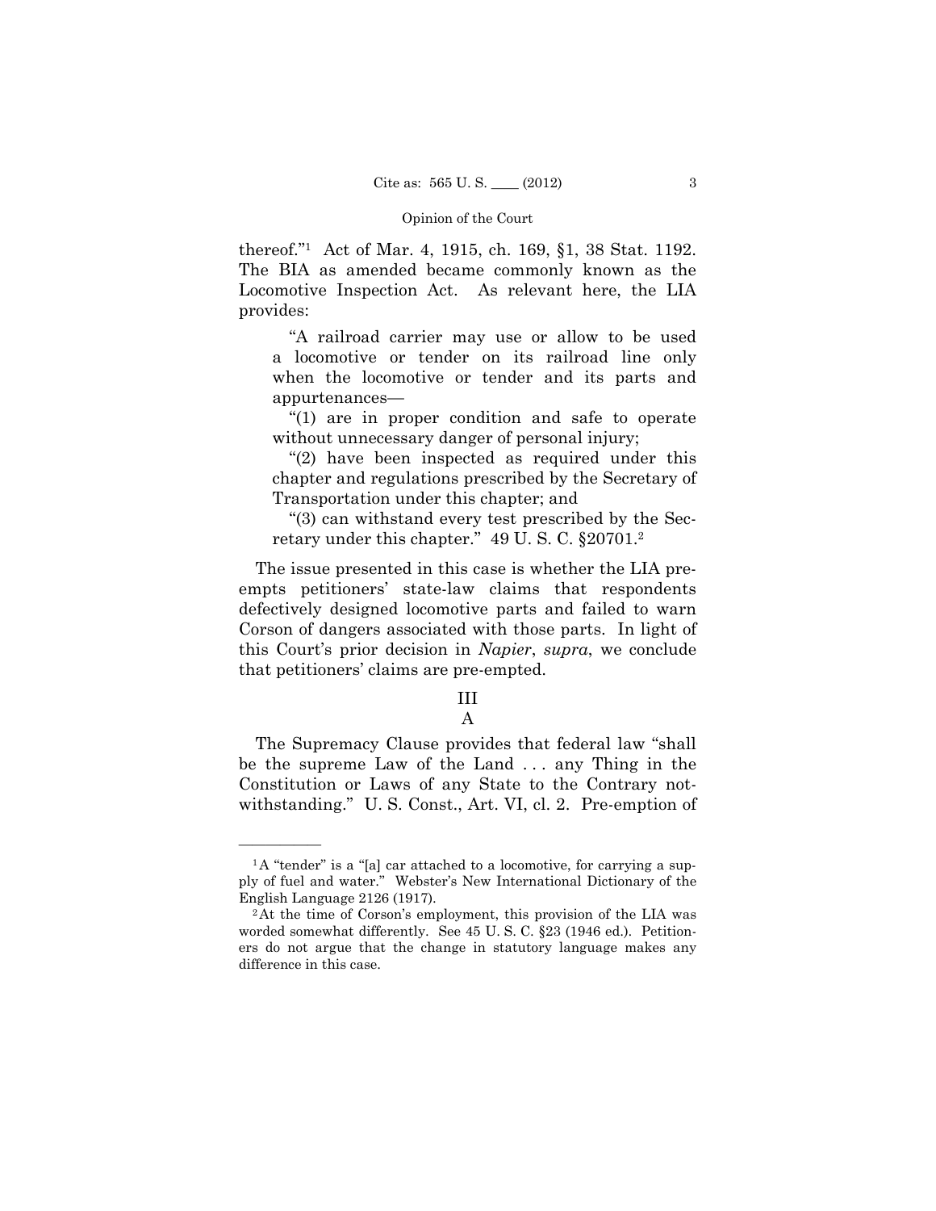thereof."[1] Act of Mar. 4, 1915, ch. 169, §1, 38 Stat. 1192. The BIA as amended became commonly known as the Locomotive Inspection Act. As relevant here, the LIA provides:

> "A railroad carrier may use or allow to be used a locomotive or tender on its railroad line only when the locomotive or tender and its parts and appurtenances—
>
> "(1) are in proper condition and safe to operate without unnecessary danger of personal injury;
>
> "(2) have been inspected as required under this chapter and regulations prescribed by the Secretary of Transportation under this chapter; and
>
> "(3) can withstand every test prescribed by the Secretary under this chapter." 49 U. S. C. §20701.[2]

The issue presented in this case is whether the LIA pre-empts petitioners' state-law claims that respondents defectively designed locomotive parts and failed to warn Corson of dangers associated with those parts. In light of this Court's prior decision in *Napier*, *supra*, we conclude that petitioners' claims are pre-empted.

## III

### A

The Supremacy Clause provides that federal law "shall be the supreme Law of the Land . . . any Thing in the Constitution or Laws of any State to the Contrary notwithstanding." U. S. Const., Art. VI, cl. 2. Pre-emption of

---

[1] A "tender" is a "[a] car attached to a locomotive, for carrying a supply of fuel and water." Webster's New International Dictionary of the English Language 2126 (1917).

[2] At the time of Corson's employment, this provision of the LIA was worded somewhat differently. See 45 U. S. C. §23 (1946 ed.). Petitioners do not argue that the change in statutory language makes any difference in this case.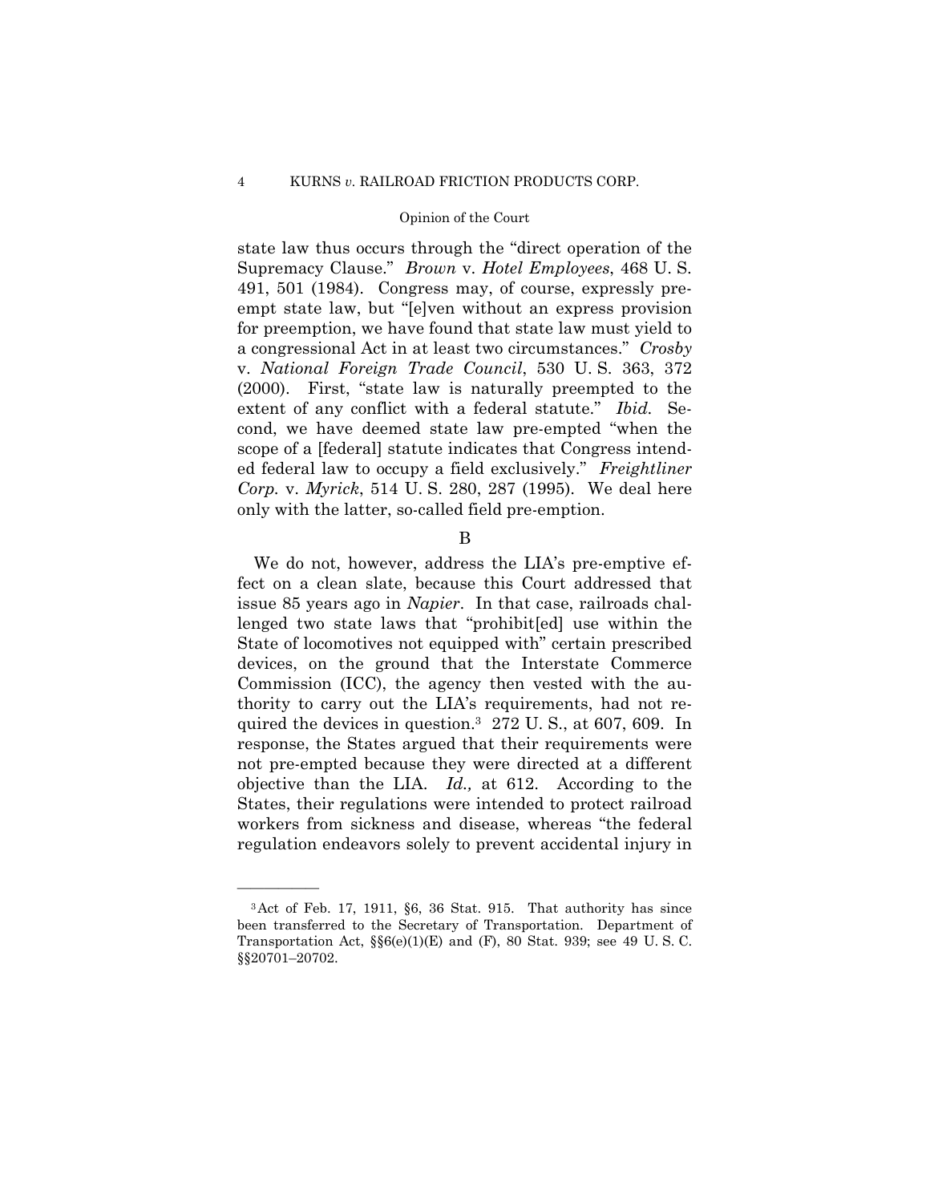state law thus occurs through the "direct operation of the Supremacy Clause." *Brown* v. *Hotel Employees*, 468 U. S. 491, 501 (1984). Congress may, of course, expressly preempt state law, but "[e]ven without an express provision for preemption, we have found that state law must yield to a congressional Act in at least two circumstances." *Crosby* v. *National Foreign Trade Council*, 530 U. S. 363, 372 (2000). First, "state law is naturally preempted to the extent of any conflict with a federal statute." *Ibid.* Second, we have deemed state law pre-empted "when the scope of a [federal] statute indicates that Congress intended federal law to occupy a field exclusively." *Freightliner Corp.* v. *Myrick*, 514 U. S. 280, 287 (1995). We deal here only with the latter, so-called field pre-emption.

B

We do not, however, address the LIA's pre-emptive effect on a clean slate, because this Court addressed that issue 85 years ago in *Napier*. In that case, railroads challenged two state laws that "prohibit[ed] use within the State of locomotives not equipped with" certain prescribed devices, on the ground that the Interstate Commerce Commission (ICC), the agency then vested with the authority to carry out the LIA's requirements, had not required the devices in question.[3] 272 U. S., at 607, 609. In response, the States argued that their requirements were not pre-empted because they were directed at a different objective than the LIA. *Id.,* at 612. According to the States, their regulations were intended to protect railroad workers from sickness and disease, whereas "the federal regulation endeavors solely to prevent accidental injury in

---

[3] Act of Feb. 17, 1911, §6, 36 Stat. 915. That authority has since been transferred to the Secretary of Transportation. Department of Transportation Act, §§6(e)(1)(E) and (F), 80 Stat. 939; see 49 U. S. C. §§20701–20702.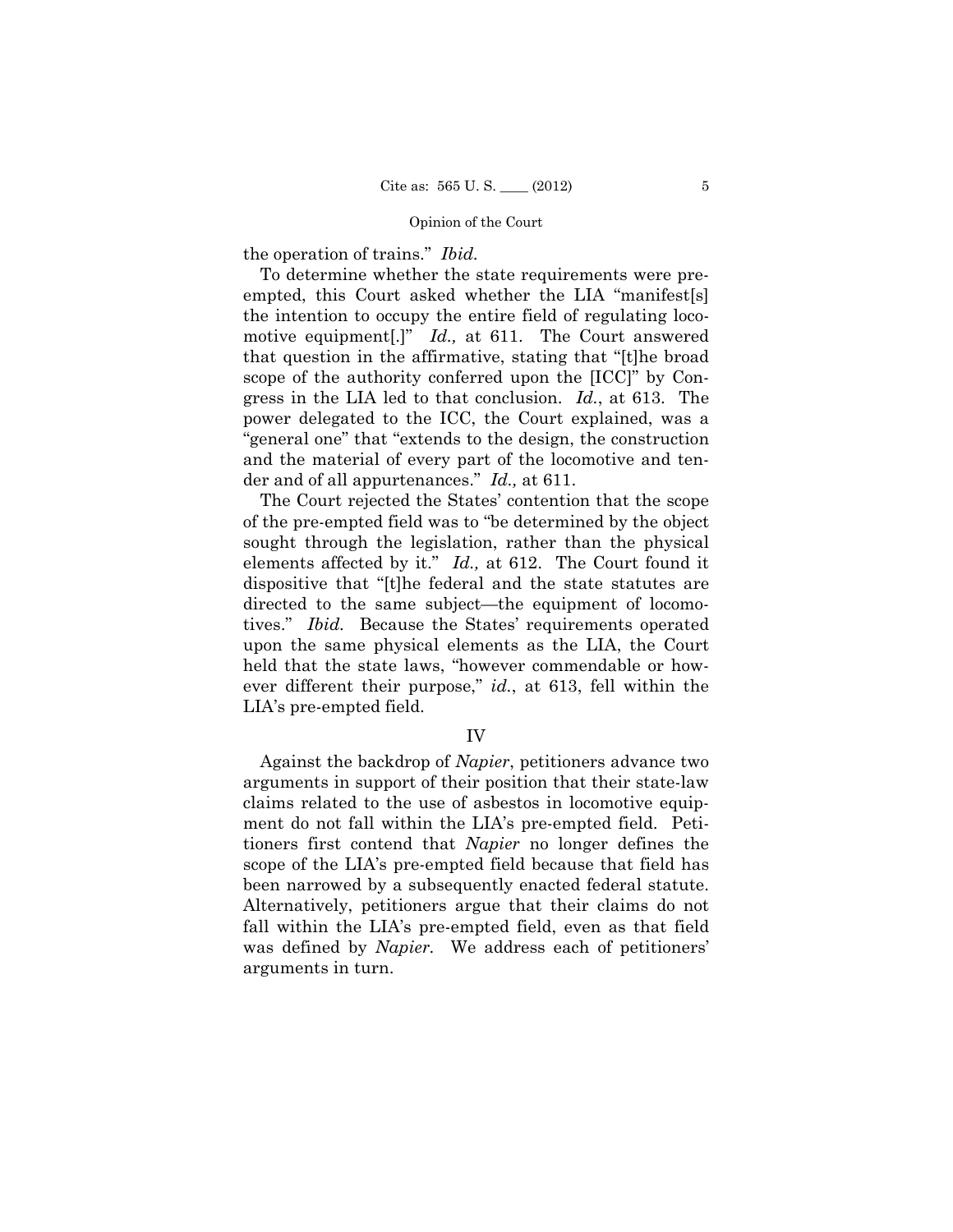the operation of trains." *Ibid.*

To determine whether the state requirements were pre-empted, this Court asked whether the LIA "manifest[s] the intention to occupy the entire field of regulating locomotive equipment[.]" *Id.,* at 611. The Court answered that question in the affirmative, stating that "[t]he broad scope of the authority conferred upon the [ICC]" by Congress in the LIA led to that conclusion. *Id.*, at 613. The power delegated to the ICC, the Court explained, was a "general one" that "extends to the design, the construction and the material of every part of the locomotive and tender and of all appurtenances." *Id.,* at 611.

The Court rejected the States' contention that the scope of the pre-empted field was to "be determined by the object sought through the legislation, rather than the physical elements affected by it." *Id.,* at 612. The Court found it dispositive that "[t]he federal and the state statutes are directed to the same subject—the equipment of locomotives." *Ibid.* Because the States' requirements operated upon the same physical elements as the LIA, the Court held that the state laws, "however commendable or however different their purpose," *id.*, at 613, fell within the LIA's pre-empted field.

## IV

Against the backdrop of *Napier*, petitioners advance two arguments in support of their position that their state-law claims related to the use of asbestos in locomotive equipment do not fall within the LIA's pre-empted field. Petitioners first contend that *Napier* no longer defines the scope of the LIA's pre-empted field because that field has been narrowed by a subsequently enacted federal statute. Alternatively, petitioners argue that their claims do not fall within the LIA's pre-empted field, even as that field was defined by *Napier.* We address each of petitioners' arguments in turn.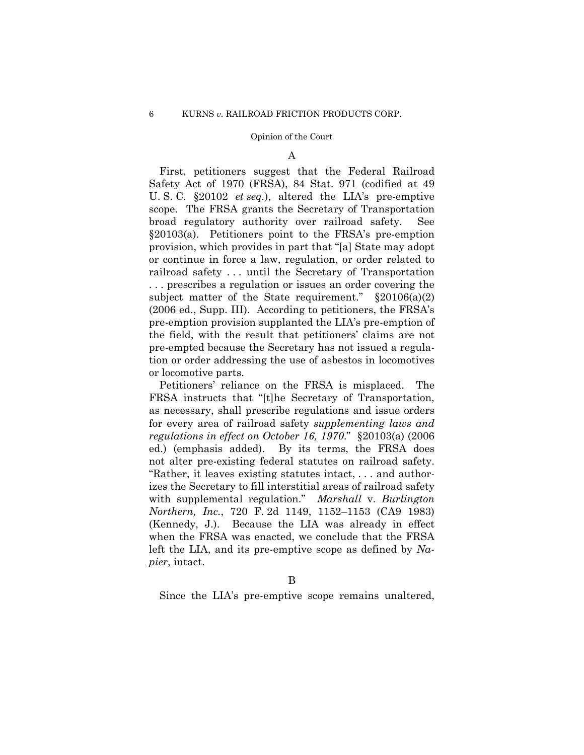A

First, petitioners suggest that the Federal Railroad Safety Act of 1970 (FRSA), 84 Stat. 971 (codified at 49 U. S. C. §20102 *et seq.*), altered the LIA's pre-emptive scope. The FRSA grants the Secretary of Transportation broad regulatory authority over railroad safety. See §20103(a). Petitioners point to the FRSA's pre-emption provision, which provides in part that "[a] State may adopt or continue in force a law, regulation, or order related to railroad safety . . . until the Secretary of Transportation . . . prescribes a regulation or issues an order covering the subject matter of the State requirement." §20106(a)(2) (2006 ed., Supp. III). According to petitioners, the FRSA's pre-emption provision supplanted the LIA's pre-emption of the field, with the result that petitioners' claims are not pre-empted because the Secretary has not issued a regulation or order addressing the use of asbestos in locomotives or locomotive parts.

Petitioners' reliance on the FRSA is misplaced. The FRSA instructs that "[t]he Secretary of Transportation, as necessary, shall prescribe regulations and issue orders for every area of railroad safety *supplementing laws and regulations in effect on October 16, 1970*." §20103(a) (2006 ed.) (emphasis added). By its terms, the FRSA does not alter pre-existing federal statutes on railroad safety. "Rather, it leaves existing statutes intact, . . . and authorizes the Secretary to fill interstitial areas of railroad safety with supplemental regulation." *Marshall* v. *Burlington Northern, Inc.*, 720 F. 2d 1149, 1152–1153 (CA9 1983) (Kennedy, J.). Because the LIA was already in effect when the FRSA was enacted, we conclude that the FRSA left the LIA, and its pre-emptive scope as defined by *Napier*, intact.

B

Since the LIA's pre-emptive scope remains unaltered,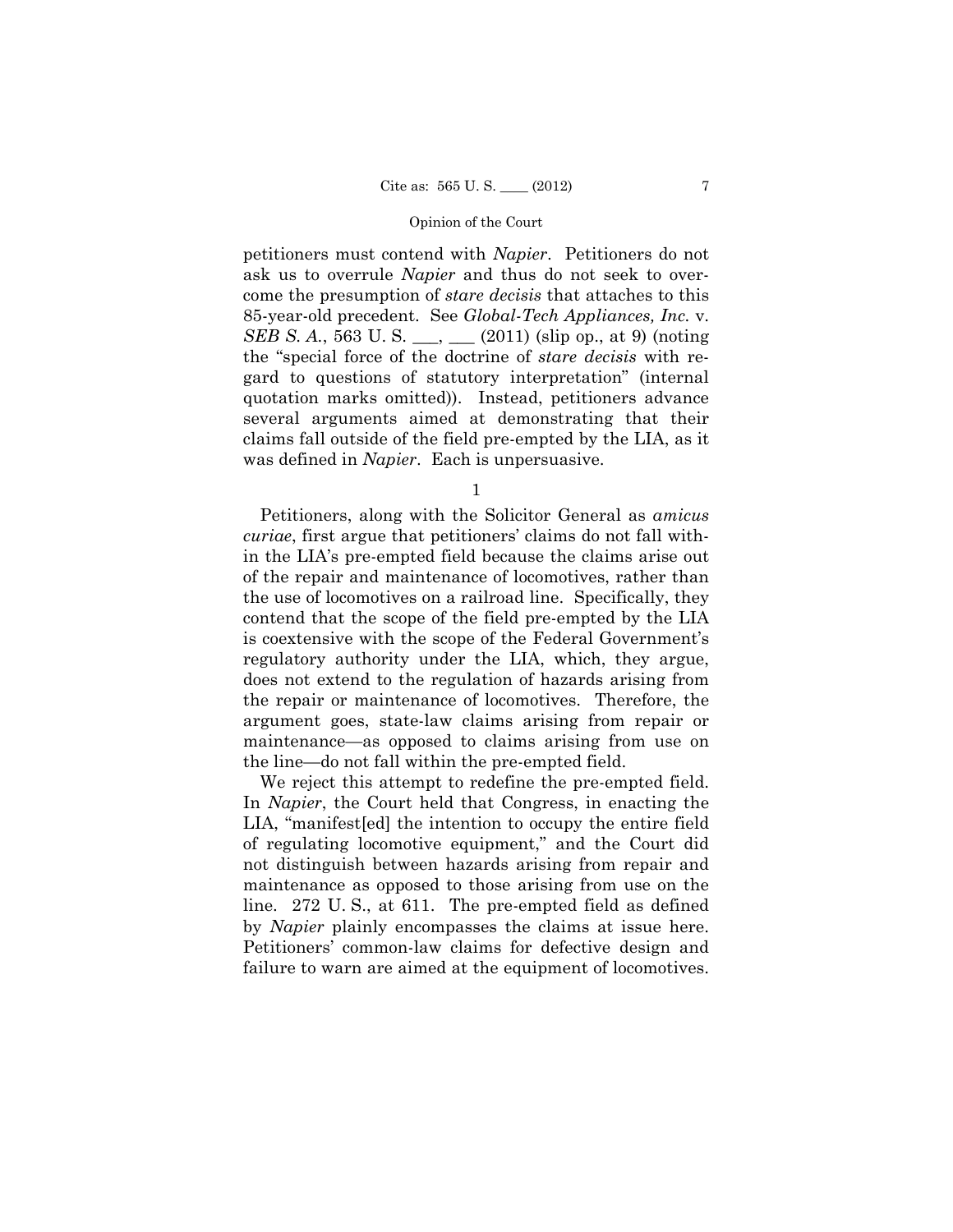petitioners must contend with *Napier*. Petitioners do not ask us to overrule *Napier* and thus do not seek to overcome the presumption of *stare decisis* that attaches to this 85-year-old precedent. See *Global-Tech Appliances, Inc.* v. *SEB S. A.*, 563 U. S. ___, ___ (2011) (slip op., at 9) (noting the "special force of the doctrine of *stare decisis* with regard to questions of statutory interpretation" (internal quotation marks omitted)). Instead, petitioners advance several arguments aimed at demonstrating that their claims fall outside of the field pre-empted by the LIA, as it was defined in *Napier*. Each is unpersuasive.

1

Petitioners, along with the Solicitor General as *amicus curiae*, first argue that petitioners' claims do not fall within the LIA's pre-empted field because the claims arise out of the repair and maintenance of locomotives, rather than the use of locomotives on a railroad line. Specifically, they contend that the scope of the field pre-empted by the LIA is coextensive with the scope of the Federal Government's regulatory authority under the LIA, which, they argue, does not extend to the regulation of hazards arising from the repair or maintenance of locomotives. Therefore, the argument goes, state-law claims arising from repair or maintenance—as opposed to claims arising from use on the line—do not fall within the pre-empted field.

We reject this attempt to redefine the pre-empted field. In *Napier*, the Court held that Congress, in enacting the LIA, "manifest[ed] the intention to occupy the entire field of regulating locomotive equipment," and the Court did not distinguish between hazards arising from repair and maintenance as opposed to those arising from use on the line. 272 U. S., at 611. The pre-empted field as defined by *Napier* plainly encompasses the claims at issue here. Petitioners' common-law claims for defective design and failure to warn are aimed at the equipment of locomotives.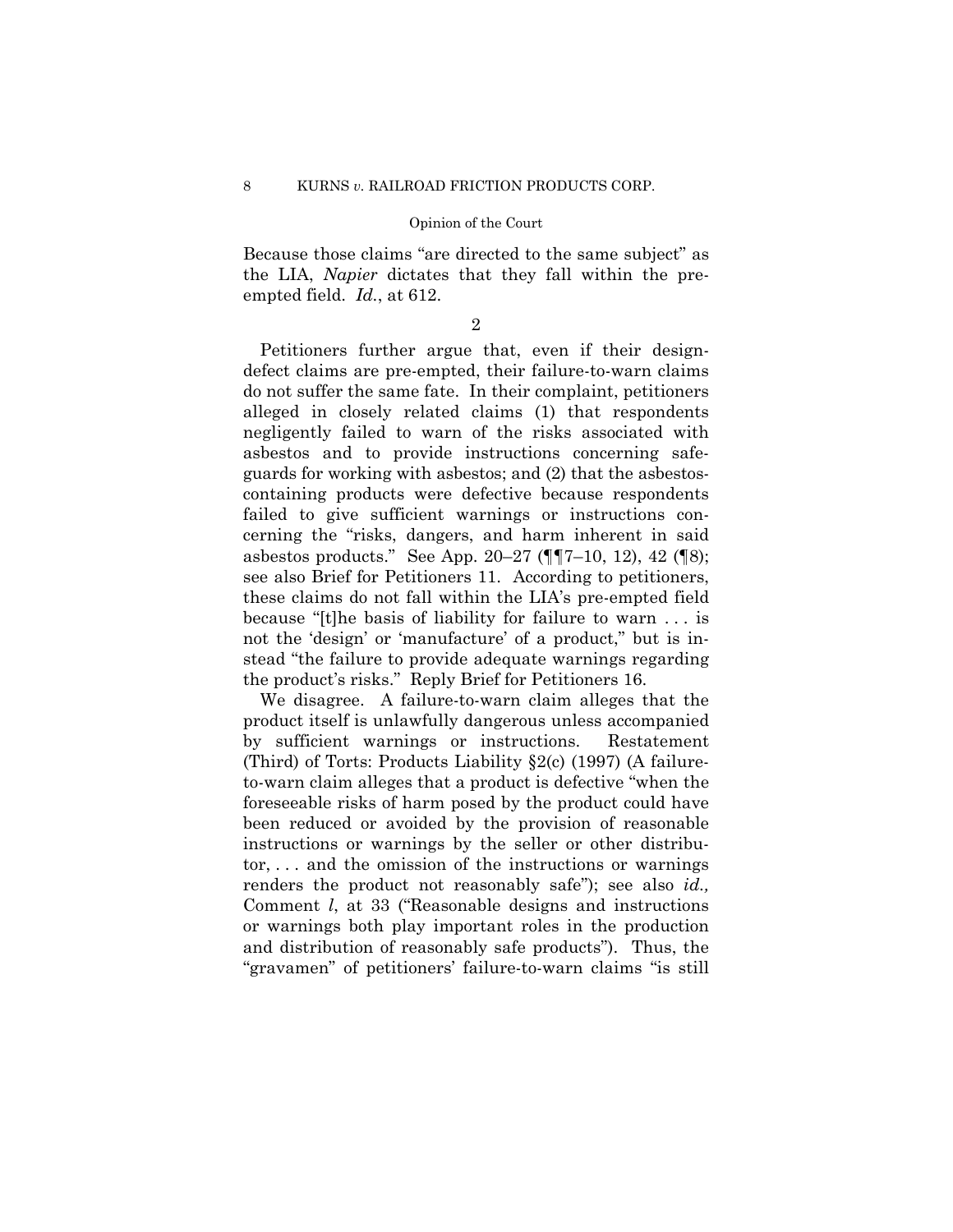Because those claims "are directed to the same subject" as the LIA, *Napier* dictates that they fall within the pre-empted field. *Id.*, at 612.

2

Petitioners further argue that, even if their design-defect claims are pre-empted, their failure-to-warn claims do not suffer the same fate. In their complaint, petitioners alleged in closely related claims (1) that respondents negligently failed to warn of the risks associated with asbestos and to provide instructions concerning safeguards for working with asbestos; and (2) that the asbestos-containing products were defective because respondents failed to give sufficient warnings or instructions concerning the "risks, dangers, and harm inherent in said asbestos products." See App. 20–27 (¶¶7–10, 12), 42 (¶8); see also Brief for Petitioners 11. According to petitioners, these claims do not fall within the LIA's pre-empted field because "[t]he basis of liability for failure to warn . . . is not the 'design' or 'manufacture' of a product," but is instead "the failure to provide adequate warnings regarding the product's risks." Reply Brief for Petitioners 16.

We disagree. A failure-to-warn claim alleges that the product itself is unlawfully dangerous unless accompanied by sufficient warnings or instructions. Restatement (Third) of Torts: Products Liability §2(c) (1997) (A failure-to-warn claim alleges that a product is defective "when the foreseeable risks of harm posed by the product could have been reduced or avoided by the provision of reasonable instructions or warnings by the seller or other distributor, . . . and the omission of the instructions or warnings renders the product not reasonably safe"); see also *id.,* Comment *l*, at 33 ("Reasonable designs and instructions or warnings both play important roles in the production and distribution of reasonably safe products"). Thus, the "gravamen" of petitioners' failure-to-warn claims "is still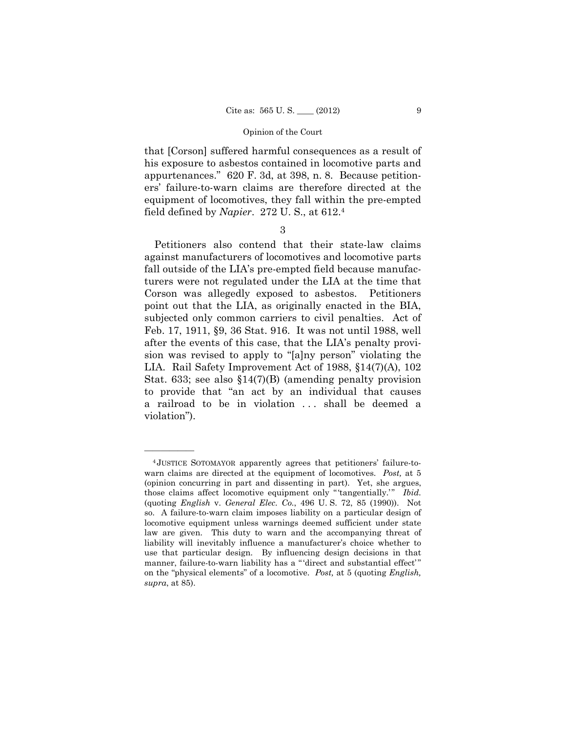that [Corson] suffered harmful consequences as a result of his exposure to asbestos contained in locomotive parts and appurtenances." 620 F. 3d, at 398, n. 8. Because petitioners' failure-to-warn claims are therefore directed at the equipment of locomotives, they fall within the pre-empted field defined by *Napier*. 272 U. S., at 612.[4]

3

Petitioners also contend that their state-law claims against manufacturers of locomotives and locomotive parts fall outside of the LIA's pre-empted field because manufacturers were not regulated under the LIA at the time that Corson was allegedly exposed to asbestos. Petitioners point out that the LIA, as originally enacted in the BIA, subjected only common carriers to civil penalties. Act of Feb. 17, 1911, §9, 36 Stat. 916. It was not until 1988, well after the events of this case, that the LIA's penalty provision was revised to apply to "[a]ny person" violating the LIA. Rail Safety Improvement Act of 1988, §14(7)(A), 102 Stat. 633; see also §14(7)(B) (amending penalty provision to provide that "an act by an individual that causes a railroad to be in violation . . . shall be deemed a violation").

---

[4] JUSTICE SOTOMAYOR apparently agrees that petitioners' failure-to-warn claims are directed at the equipment of locomotives. *Post,* at 5 (opinion concurring in part and dissenting in part). Yet, she argues, those claims affect locomotive equipment only "'tangentially.'" *Ibid.* (quoting *English* v. *General Elec. Co.*, 496 U. S. 72, 85 (1990)). Not so. A failure-to-warn claim imposes liability on a particular design of locomotive equipment unless warnings deemed sufficient under state law are given. This duty to warn and the accompanying threat of liability will inevitably influence a manufacturer's choice whether to use that particular design. By influencing design decisions in that manner, failure-to-warn liability has a "'direct and substantial effect'" on the "physical elements" of a locomotive. *Post,* at 5 (quoting *English, supra*, at 85).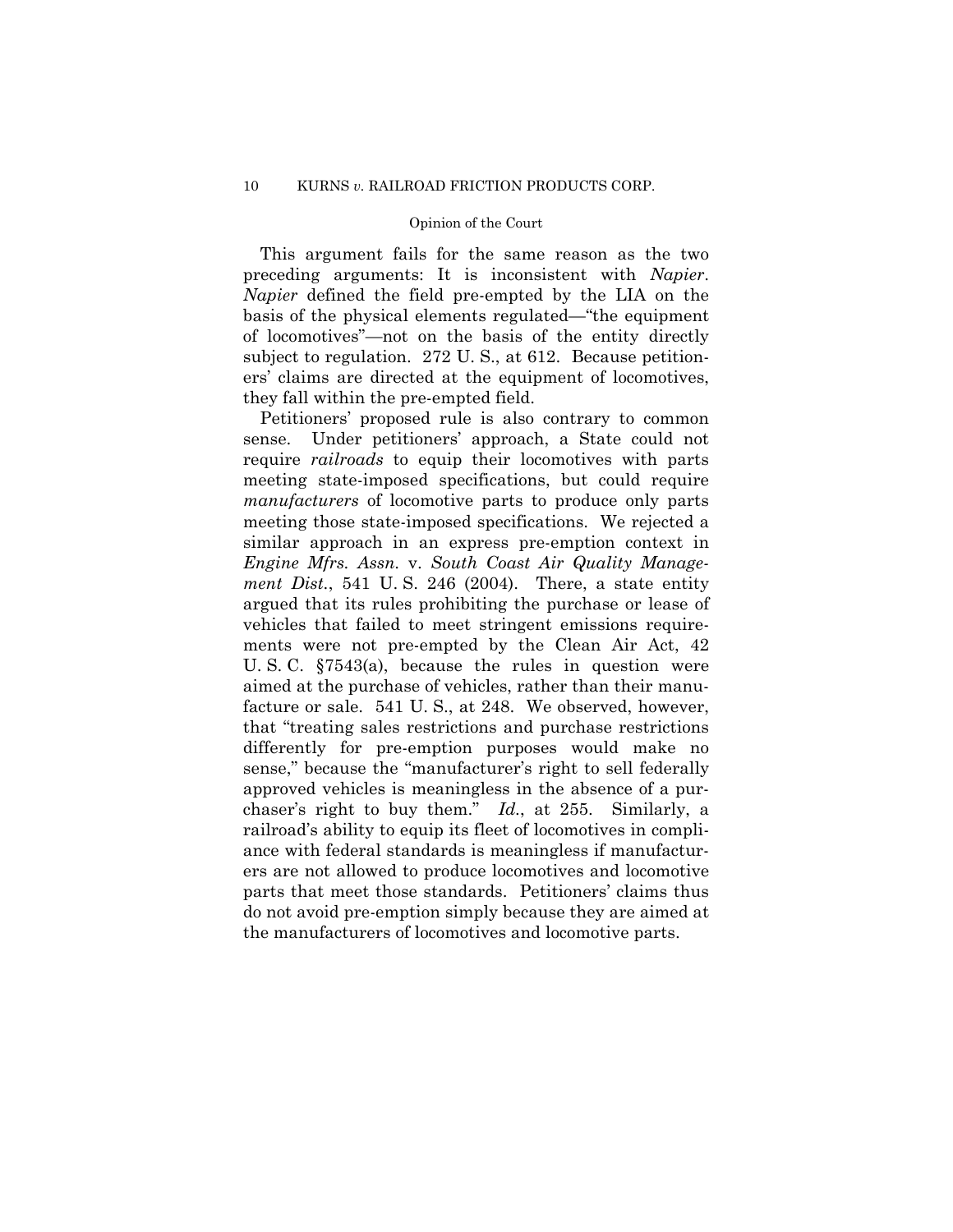This argument fails for the same reason as the two preceding arguments: It is inconsistent with *Napier*. *Napier* defined the field pre-empted by the LIA on the basis of the physical elements regulated—"the equipment of locomotives"—not on the basis of the entity directly subject to regulation. 272 U. S., at 612. Because petitioners' claims are directed at the equipment of locomotives, they fall within the pre-empted field.

Petitioners' proposed rule is also contrary to common sense. Under petitioners' approach, a State could not require *railroads* to equip their locomotives with parts meeting state-imposed specifications, but could require *manufacturers* of locomotive parts to produce only parts meeting those state-imposed specifications. We rejected a similar approach in an express pre-emption context in *Engine Mfrs. Assn.* v. *South Coast Air Quality Management Dist.*, 541 U. S. 246 (2004). There, a state entity argued that its rules prohibiting the purchase or lease of vehicles that failed to meet stringent emissions requirements were not pre-empted by the Clean Air Act, 42 U. S. C. §7543(a), because the rules in question were aimed at the purchase of vehicles, rather than their manufacture or sale. 541 U. S., at 248. We observed, however, that "treating sales restrictions and purchase restrictions differently for pre-emption purposes would make no sense," because the "manufacturer's right to sell federally approved vehicles is meaningless in the absence of a purchaser's right to buy them." *Id.*, at 255. Similarly, a railroad's ability to equip its fleet of locomotives in compliance with federal standards is meaningless if manufacturers are not allowed to produce locomotives and locomotive parts that meet those standards. Petitioners' claims thus do not avoid pre-emption simply because they are aimed at the manufacturers of locomotives and locomotive parts.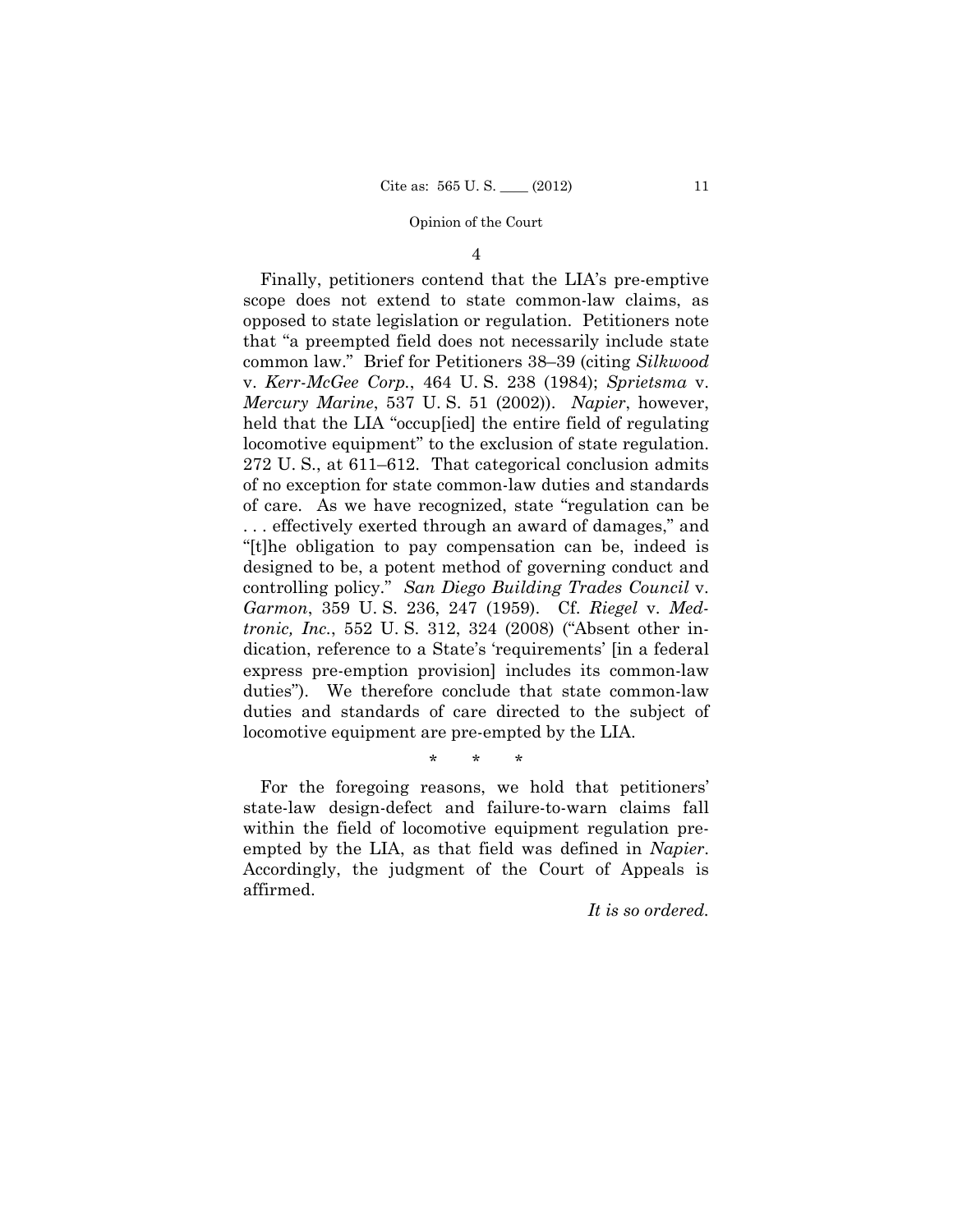4

Finally, petitioners contend that the LIA's pre-emptive scope does not extend to state common-law claims, as opposed to state legislation or regulation. Petitioners note that "a preempted field does not necessarily include state common law." Brief for Petitioners 38–39 (citing *Silkwood* v. *Kerr-McGee Corp.*, 464 U. S. 238 (1984); *Sprietsma* v. *Mercury Marine*, 537 U. S. 51 (2002)). *Napier*, however, held that the LIA "occup[ied] the entire field of regulating locomotive equipment" to the exclusion of state regulation. 272 U. S., at 611–612. That categorical conclusion admits of no exception for state common-law duties and standards of care. As we have recognized, state "regulation can be . . . effectively exerted through an award of damages," and "[t]he obligation to pay compensation can be, indeed is designed to be, a potent method of governing conduct and controlling policy." *San Diego Building Trades Council* v. *Garmon*, 359 U. S. 236, 247 (1959). Cf. *Riegel* v. *Medtronic, Inc.*, 552 U. S. 312, 324 (2008) ("Absent other indication, reference to a State's 'requirements' [in a federal express pre-emption provision] includes its common-law duties"). We therefore conclude that state common-law duties and standards of care directed to the subject of locomotive equipment are pre-empted by the LIA.

\* \* \*

For the foregoing reasons, we hold that petitioners' state-law design-defect and failure-to-warn claims fall within the field of locomotive equipment regulation pre-empted by the LIA, as that field was defined in *Napier*. Accordingly, the judgment of the Court of Appeals is affirmed.

*It is so ordered.*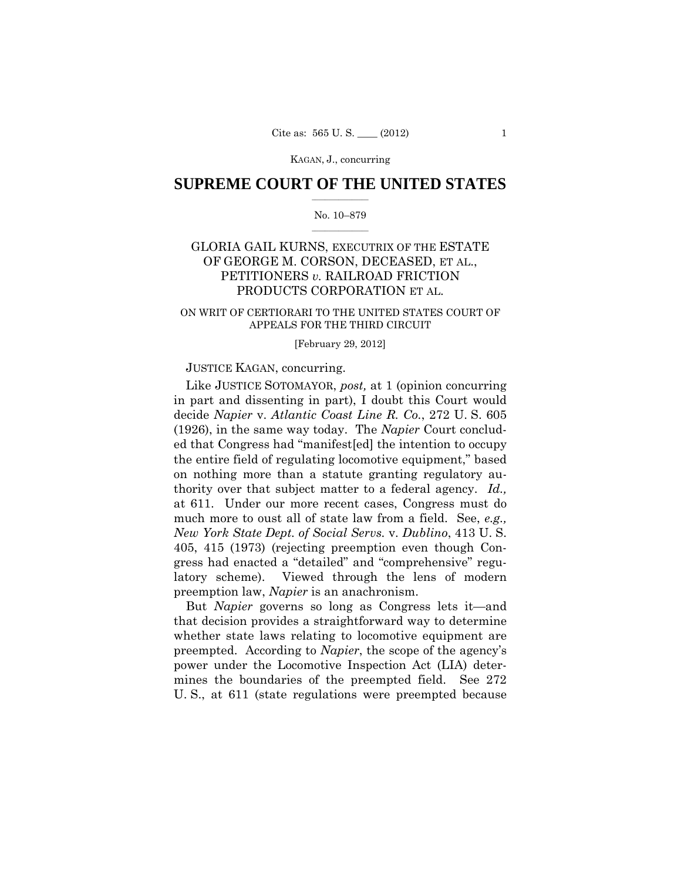KAGAN, J., concurring

# SUPREME COURT OF THE UNITED STATES

No. 10–879

## GLORIA GAIL KURNS, EXECUTRIX OF THE ESTATE OF GEORGE M. CORSON, DECEASED, ET AL., PETITIONERS *v.* RAILROAD FRICTION PRODUCTS CORPORATION ET AL.

ON WRIT OF CERTIORARI TO THE UNITED STATES COURT OF APPEALS FOR THE THIRD CIRCUIT

[February 29, 2012]

JUSTICE KAGAN, concurring.

Like JUSTICE SOTOMAYOR, *post,* at 1 (opinion concurring in part and dissenting in part), I doubt this Court would decide *Napier* v. *Atlantic Coast Line R. Co.*, 272 U. S. 605 (1926), in the same way today. The *Napier* Court concluded that Congress had "manifest[ed] the intention to occupy the entire field of regulating locomotive equipment," based on nothing more than a statute granting regulatory authority over that subject matter to a federal agency. *Id.,* at 611. Under our more recent cases, Congress must do much more to oust all of state law from a field. See, *e.g., New York State Dept. of Social Servs.* v. *Dublino*, 413 U. S. 405, 415 (1973) (rejecting preemption even though Congress had enacted a "detailed" and "comprehensive" regulatory scheme). Viewed through the lens of modern preemption law, *Napier* is an anachronism.

But *Napier* governs so long as Congress lets it—and that decision provides a straightforward way to determine whether state laws relating to locomotive equipment are preempted. According to *Napier*, the scope of the agency's power under the Locomotive Inspection Act (LIA) determines the boundaries of the preempted field. See 272 U. S., at 611 (state regulations were preempted because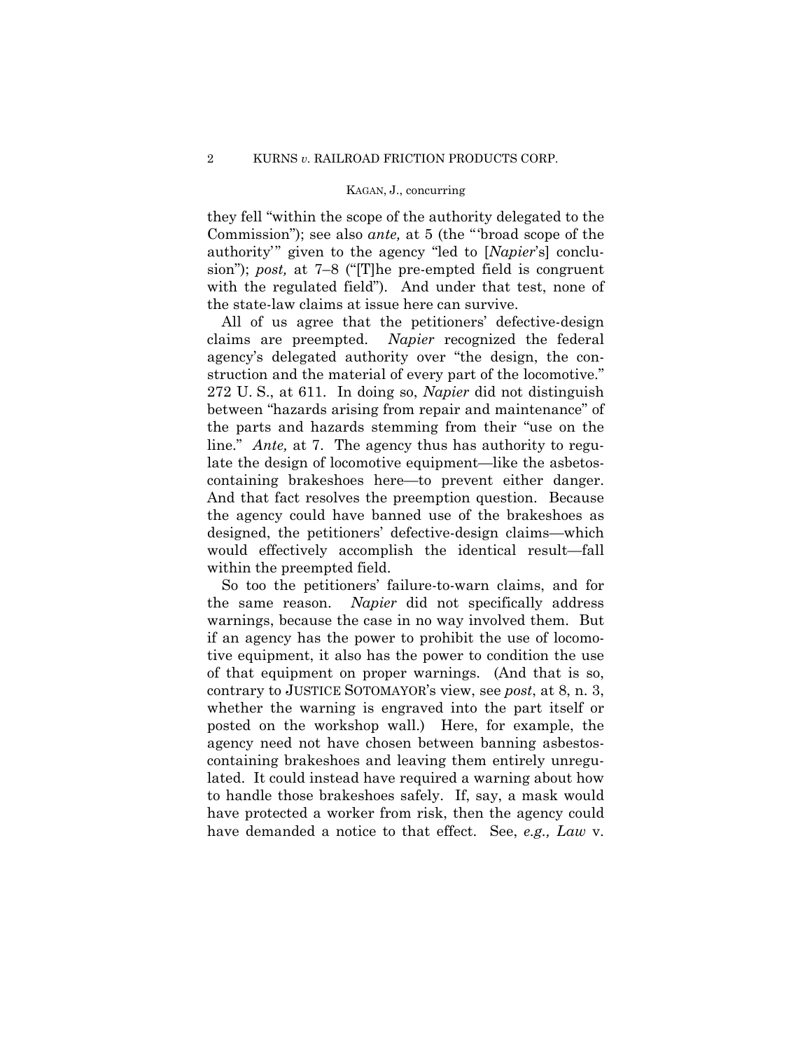they fell "within the scope of the authority delegated to the Commission"); see also *ante,* at 5 (the "'broad scope of the authority'" given to the agency "led to [*Napier*'s] conclusion"); *post,* at 7–8 ("[T]he pre-empted field is congruent with the regulated field"). And under that test, none of the state-law claims at issue here can survive.

All of us agree that the petitioners' defective-design claims are preempted. *Napier* recognized the federal agency's delegated authority over "the design, the construction and the material of every part of the locomotive." 272 U. S., at 611. In doing so, *Napier* did not distinguish between "hazards arising from repair and maintenance" of the parts and hazards stemming from their "use on the line." *Ante,* at 7. The agency thus has authority to regulate the design of locomotive equipment—like the asbestos-containing brakeshoes here—to prevent either danger. And that fact resolves the preemption question. Because the agency could have banned use of the brakeshoes as designed, the petitioners' defective-design claims—which would effectively accomplish the identical result—fall within the preempted field.

So too the petitioners' failure-to-warn claims, and for the same reason. *Napier* did not specifically address warnings, because the case in no way involved them. But if an agency has the power to prohibit the use of locomotive equipment, it also has the power to condition the use of that equipment on proper warnings. (And that is so, contrary to JUSTICE SOTOMAYOR's view, see *post*, at 8, n. 3, whether the warning is engraved into the part itself or posted on the workshop wall.) Here, for example, the agency need not have chosen between banning asbestos-containing brakeshoes and leaving them entirely unregulated. It could instead have required a warning about how to handle those brakeshoes safely. If, say, a mask would have protected a worker from risk, then the agency could have demanded a notice to that effect. See, *e.g., Law* v.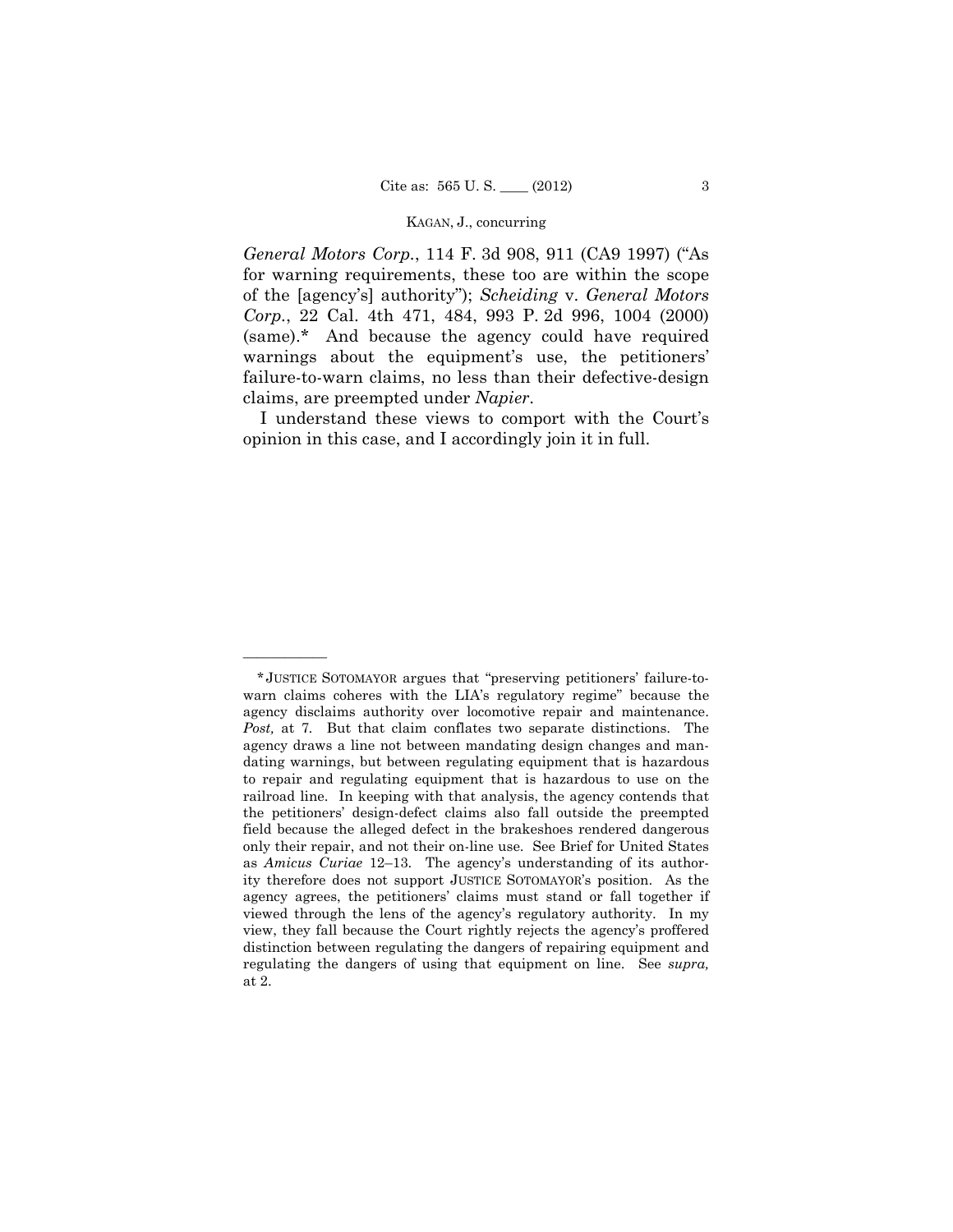*General Motors Corp.*, 114 F. 3d 908, 911 (CA9 1997) ("As for warning requirements, these too are within the scope of the [agency's] authority"); *Scheiding* v. *General Motors Corp.*, 22 Cal. 4th 471, 484, 993 P. 2d 996, 1004 (2000) (same).* And because the agency could have required warnings about the equipment's use, the petitioners' failure-to-warn claims, no less than their defective-design claims, are preempted under *Napier*.

I understand these views to comport with the Court's opinion in this case, and I accordingly join it in full.

---

*JUSTICE SOTOMAYOR argues that "preserving petitioners' failure-to-warn claims coheres with the LIA's regulatory regime" because the agency disclaims authority over locomotive repair and maintenance. *Post,* at 7. But that claim conflates two separate distinctions. The agency draws a line not between mandating design changes and mandating warnings, but between regulating equipment that is hazardous to repair and regulating equipment that is hazardous to use on the railroad line. In keeping with that analysis, the agency contends that the petitioners' design-defect claims also fall outside the preempted field because the alleged defect in the brakeshoes rendered dangerous only their repair, and not their on-line use. See Brief for United States as *Amicus Curiae* 12–13. The agency's understanding of its authority therefore does not support JUSTICE SOTOMAYOR's position. As the agency agrees, the petitioners' claims must stand or fall together if viewed through the lens of the agency's regulatory authority. In my view, they fall because the Court rightly rejects the agency's proffered distinction between regulating the dangers of repairing equipment and regulating the dangers of using that equipment on line. See *supra,* at 2.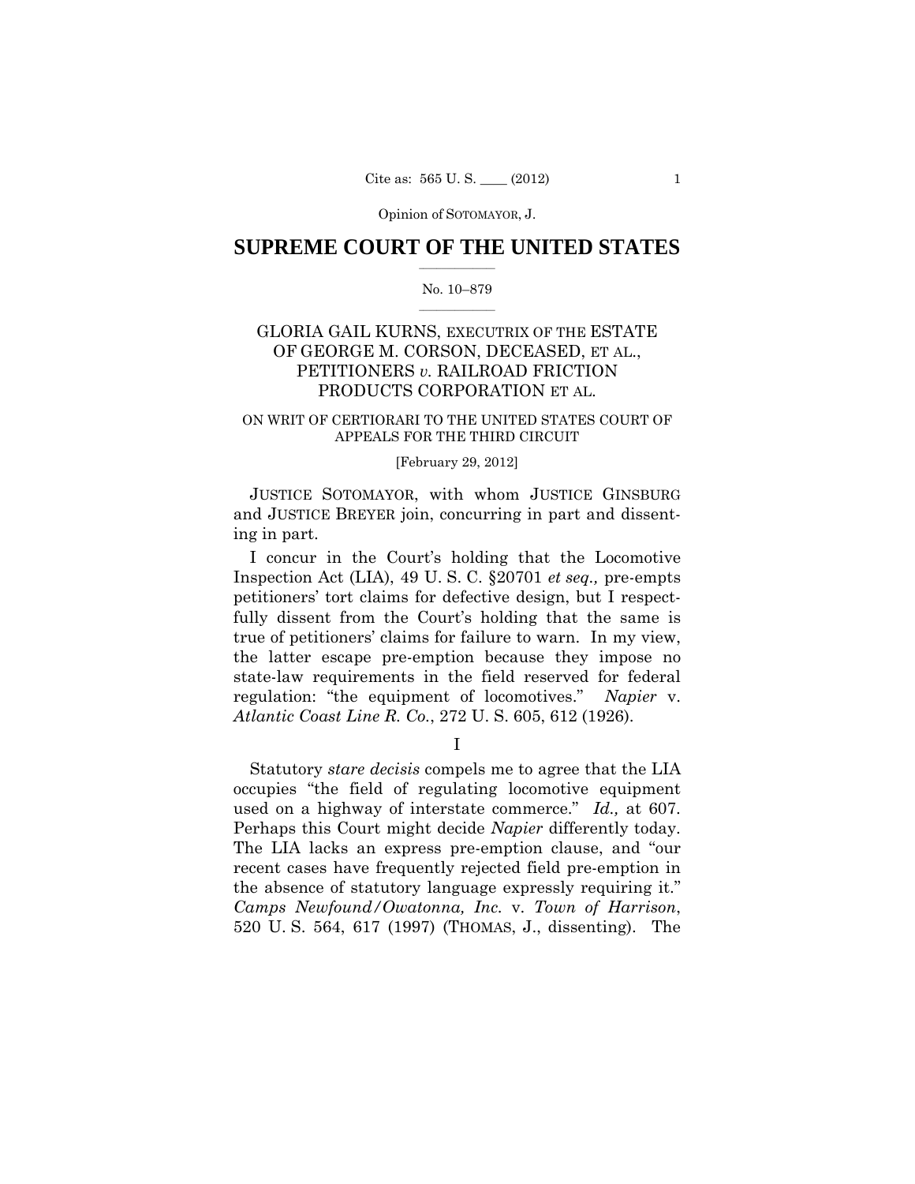Opinion of SOTOMAYOR, J.

# SUPREME COURT OF THE UNITED STATES

No. 10–879

GLORIA GAIL KURNS, EXECUTRIX OF THE ESTATE OF GEORGE M. CORSON, DECEASED, ET AL., PETITIONERS *v.* RAILROAD FRICTION PRODUCTS CORPORATION ET AL.

ON WRIT OF CERTIORARI TO THE UNITED STATES COURT OF APPEALS FOR THE THIRD CIRCUIT

[February 29, 2012]

JUSTICE SOTOMAYOR, with whom JUSTICE GINSBURG and JUSTICE BREYER join, concurring in part and dissenting in part.

I concur in the Court's holding that the Locomotive Inspection Act (LIA), 49 U. S. C. §20701 *et seq.,* pre-empts petitioners' tort claims for defective design, but I respectfully dissent from the Court's holding that the same is true of petitioners' claims for failure to warn. In my view, the latter escape pre-emption because they impose no state-law requirements in the field reserved for federal regulation: "the equipment of locomotives." *Napier* v. *Atlantic Coast Line R. Co.*, 272 U. S. 605, 612 (1926).

I

Statutory *stare decisis* compels me to agree that the LIA occupies "the field of regulating locomotive equipment used on a highway of interstate commerce." *Id.,* at 607. Perhaps this Court might decide *Napier* differently today. The LIA lacks an express pre-emption clause, and "our recent cases have frequently rejected field pre-emption in the absence of statutory language expressly requiring it." *Camps Newfound/Owatonna, Inc.* v. *Town of Harrison*, 520 U. S. 564, 617 (1997) (THOMAS, J., dissenting). The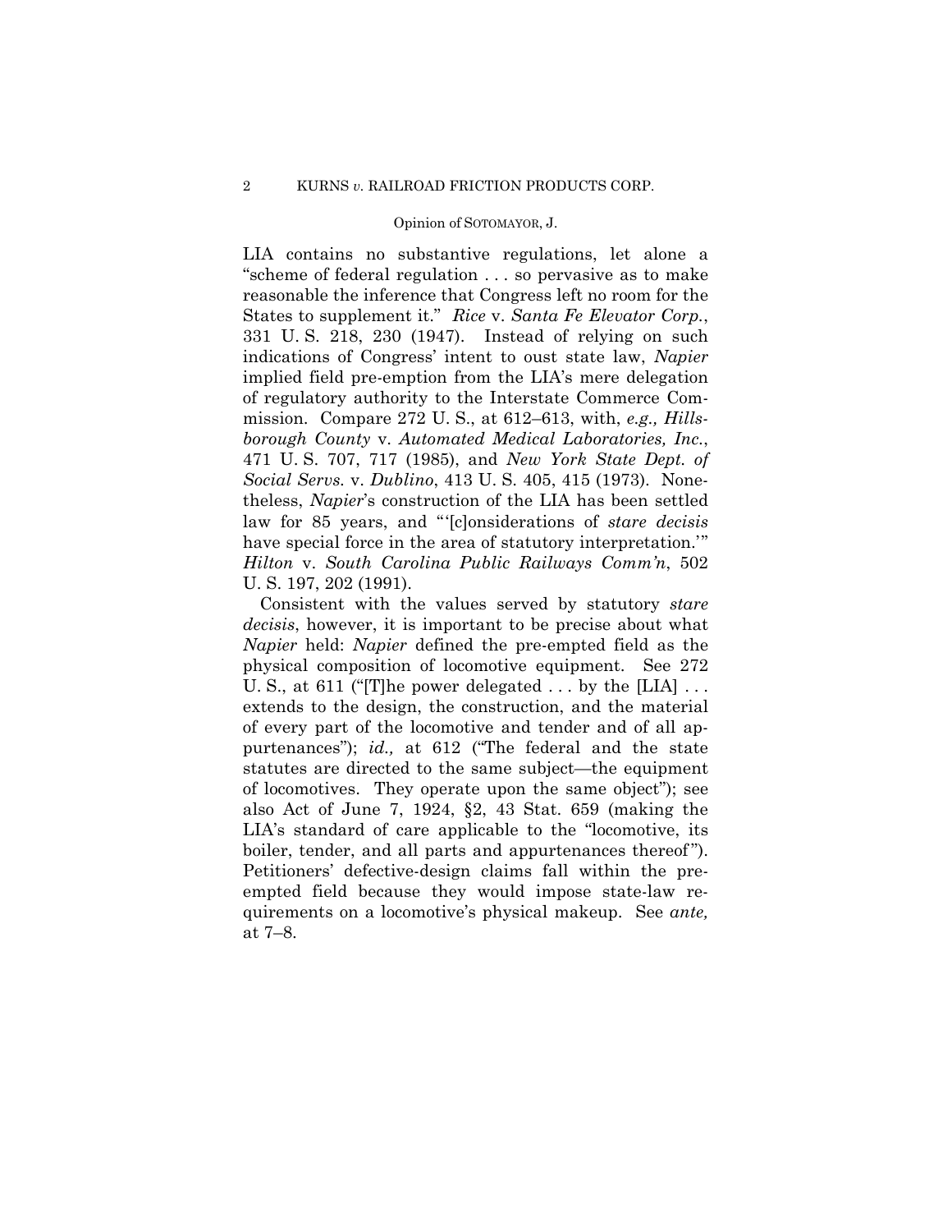LIA contains no substantive regulations, let alone a "scheme of federal regulation . . . so pervasive as to make reasonable the inference that Congress left no room for the States to supplement it." *Rice* v. *Santa Fe Elevator Corp.*, 331 U. S. 218, 230 (1947). Instead of relying on such indications of Congress' intent to oust state law, *Napier* implied field pre-emption from the LIA's mere delegation of regulatory authority to the Interstate Commerce Commission. Compare 272 U. S., at 612–613, with, *e.g., Hillsborough County* v. *Automated Medical Laboratories, Inc.*, 471 U. S. 707, 717 (1985), and *New York State Dept. of Social Servs.* v. *Dublino*, 413 U. S. 405, 415 (1973). Nonetheless, *Napier*'s construction of the LIA has been settled law for 85 years, and "'[c]onsiderations of *stare decisis* have special force in the area of statutory interpretation.'" *Hilton* v. *South Carolina Public Railways Comm'n*, 502 U. S. 197, 202 (1991).

Consistent with the values served by statutory *stare decisis*, however, it is important to be precise about what *Napier* held: *Napier* defined the pre-empted field as the physical composition of locomotive equipment. See 272 U. S., at 611 ("[T]he power delegated . . . by the [LIA] . . . extends to the design, the construction, and the material of every part of the locomotive and tender and of all appurtenances"); *id.,* at 612 ("The federal and the state statutes are directed to the same subject—the equipment of locomotives. They operate upon the same object"); see also Act of June 7, 1924, §2, 43 Stat. 659 (making the LIA's standard of care applicable to the "locomotive, its boiler, tender, and all parts and appurtenances thereof"). Petitioners' defective-design claims fall within the pre-empted field because they would impose state-law requirements on a locomotive's physical makeup. See *ante,* at 7–8.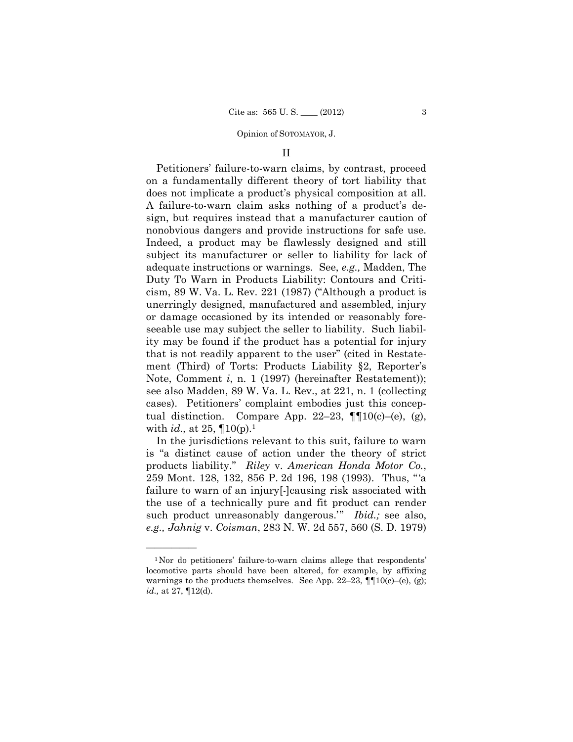## II

Petitioners' failure-to-warn claims, by contrast, proceed on a fundamentally different theory of tort liability that does not implicate a product's physical composition at all. A failure-to-warn claim asks nothing of a product's design, but requires instead that a manufacturer caution of nonobvious dangers and provide instructions for safe use. Indeed, a product may be flawlessly designed and still subject its manufacturer or seller to liability for lack of adequate instructions or warnings. See, *e.g.,* Madden, The Duty To Warn in Products Liability: Contours and Criticism, 89 W. Va. L. Rev. 221 (1987) ("Although a product is unerringly designed, manufactured and assembled, injury or damage occasioned by its intended or reasonably foreseeable use may subject the seller to liability. Such liability may be found if the product has a potential for injury that is not readily apparent to the user" (cited in Restatement (Third) of Torts: Products Liability §2, Reporter's Note, Comment *i*, n. 1 (1997) (hereinafter Restatement)); see also Madden, 89 W. Va. L. Rev., at 221, n. 1 (collecting cases). Petitioners' complaint embodies just this conceptual distinction. Compare App. 22–23, ¶¶10(c)–(e), (g), with *id.,* at 25, ¶10(p).[1]

In the jurisdictions relevant to this suit, failure to warn is "a distinct cause of action under the theory of strict products liability." *Riley* v. *American Honda Motor Co.*, 259 Mont. 128, 132, 856 P. 2d 196, 198 (1993). Thus, "'a failure to warn of an injury[-]causing risk associated with the use of a technically pure and fit product can render such product unreasonably dangerous.'" *Ibid.;* see also, *e.g., Jahnig* v. *Coisman*, 283 N. W. 2d 557, 560 (S. D. 1979)

---

[1] Nor do petitioners' failure-to-warn claims allege that respondents' locomotive parts should have been altered, for example, by affixing warnings to the products themselves. See App. 22–23, ¶¶10(c)–(e), (g); *id.,* at 27, ¶12(d).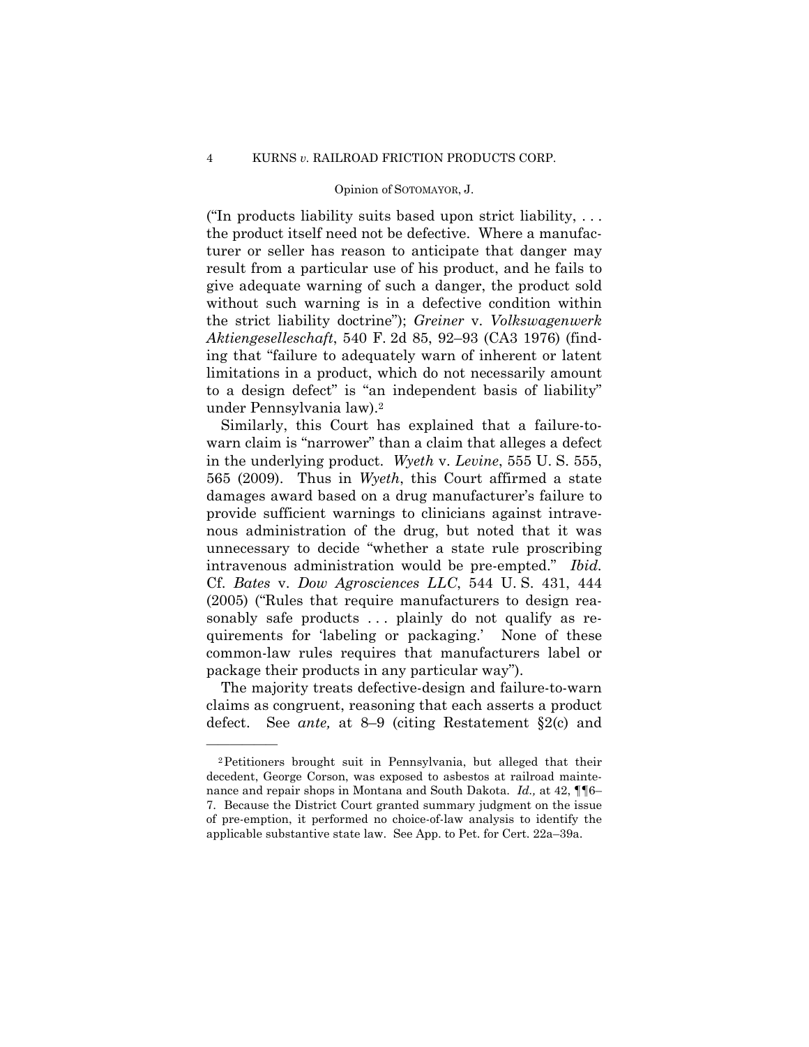("In products liability suits based upon strict liability, . . . the product itself need not be defective. Where a manufacturer or seller has reason to anticipate that danger may result from a particular use of his product, and he fails to give adequate warning of such a danger, the product sold without such warning is in a defective condition within the strict liability doctrine"); *Greiner* v. *Volkswagenwerk Aktiengeselleschaft*, 540 F. 2d 85, 92–93 (CA3 1976) (finding that "failure to adequately warn of inherent or latent limitations in a product, which do not necessarily amount to a design defect" is "an independent basis of liability" under Pennsylvania law).[2]

Similarly, this Court has explained that a failure-to-warn claim is "narrower" than a claim that alleges a defect in the underlying product. *Wyeth* v. *Levine*, 555 U. S. 555, 565 (2009). Thus in *Wyeth*, this Court affirmed a state damages award based on a drug manufacturer's failure to provide sufficient warnings to clinicians against intravenous administration of the drug, but noted that it was unnecessary to decide "whether a state rule proscribing intravenous administration would be pre-empted." *Ibid.* Cf. *Bates* v. *Dow Agrosciences LLC*, 544 U. S. 431, 444 (2005) ("Rules that require manufacturers to design reasonably safe products . . . plainly do not qualify as requirements for 'labeling or packaging.' None of these common-law rules requires that manufacturers label or package their products in any particular way").

The majority treats defective-design and failure-to-warn claims as congruent, reasoning that each asserts a product defect. See *ante,* at 8–9 (citing Restatement §2(c) and

---

[2] Petitioners brought suit in Pennsylvania, but alleged that their decedent, George Corson, was exposed to asbestos at railroad maintenance and repair shops in Montana and South Dakota. *Id.,* at 42, ¶¶6–7. Because the District Court granted summary judgment on the issue of pre-emption, it performed no choice-of-law analysis to identify the applicable substantive state law. See App. to Pet. for Cert. 22a–39a.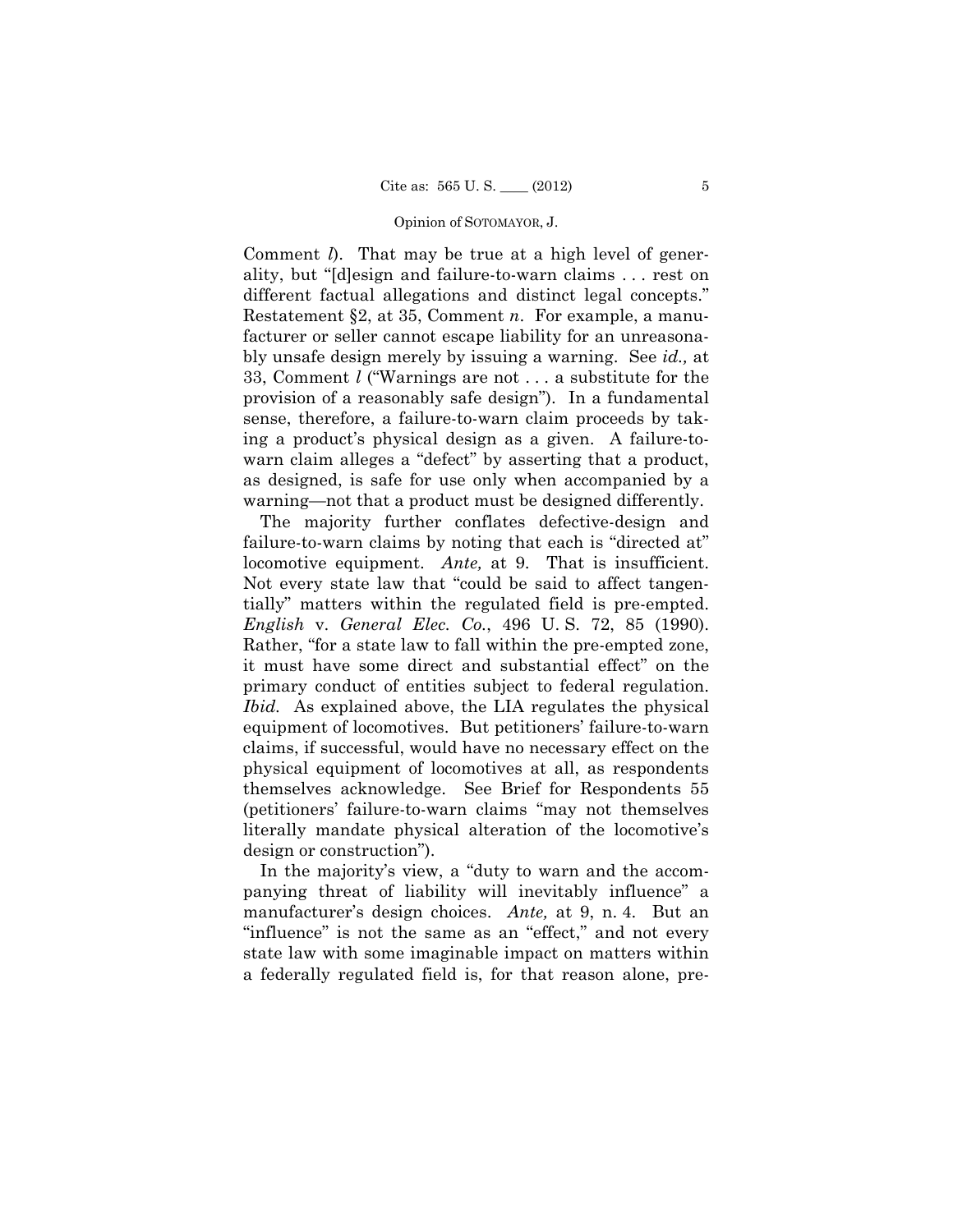Comment *l*). That may be true at a high level of generality, but "[d]esign and failure-to-warn claims . . . rest on different factual allegations and distinct legal concepts." Restatement §2, at 35, Comment *n*. For example, a manufacturer or seller cannot escape liability for an unreasonably unsafe design merely by issuing a warning. See *id.,* at 33, Comment *l* ("Warnings are not . . . a substitute for the provision of a reasonably safe design"). In a fundamental sense, therefore, a failure-to-warn claim proceeds by taking a product's physical design as a given. A failure-to-warn claim alleges a "defect" by asserting that a product, as designed, is safe for use only when accompanied by a warning—not that a product must be designed differently.

The majority further conflates defective-design and failure-to-warn claims by noting that each is "directed at" locomotive equipment. *Ante,* at 9. That is insufficient. Not every state law that "could be said to affect tangentially" matters within the regulated field is pre-empted. *English* v. *General Elec. Co.*, 496 U. S. 72, 85 (1990). Rather, "for a state law to fall within the pre-empted zone, it must have some direct and substantial effect" on the primary conduct of entities subject to federal regulation. *Ibid.* As explained above, the LIA regulates the physical equipment of locomotives. But petitioners' failure-to-warn claims, if successful, would have no necessary effect on the physical equipment of locomotives at all, as respondents themselves acknowledge. See Brief for Respondents 55 (petitioners' failure-to-warn claims "may not themselves literally mandate physical alteration of the locomotive's design or construction").

In the majority's view, a "duty to warn and the accompanying threat of liability will inevitably influence" a manufacturer's design choices. *Ante,* at 9, n. 4. But an "influence" is not the same as an "effect," and not every state law with some imaginable impact on matters within a federally regulated field is, for that reason alone, pre-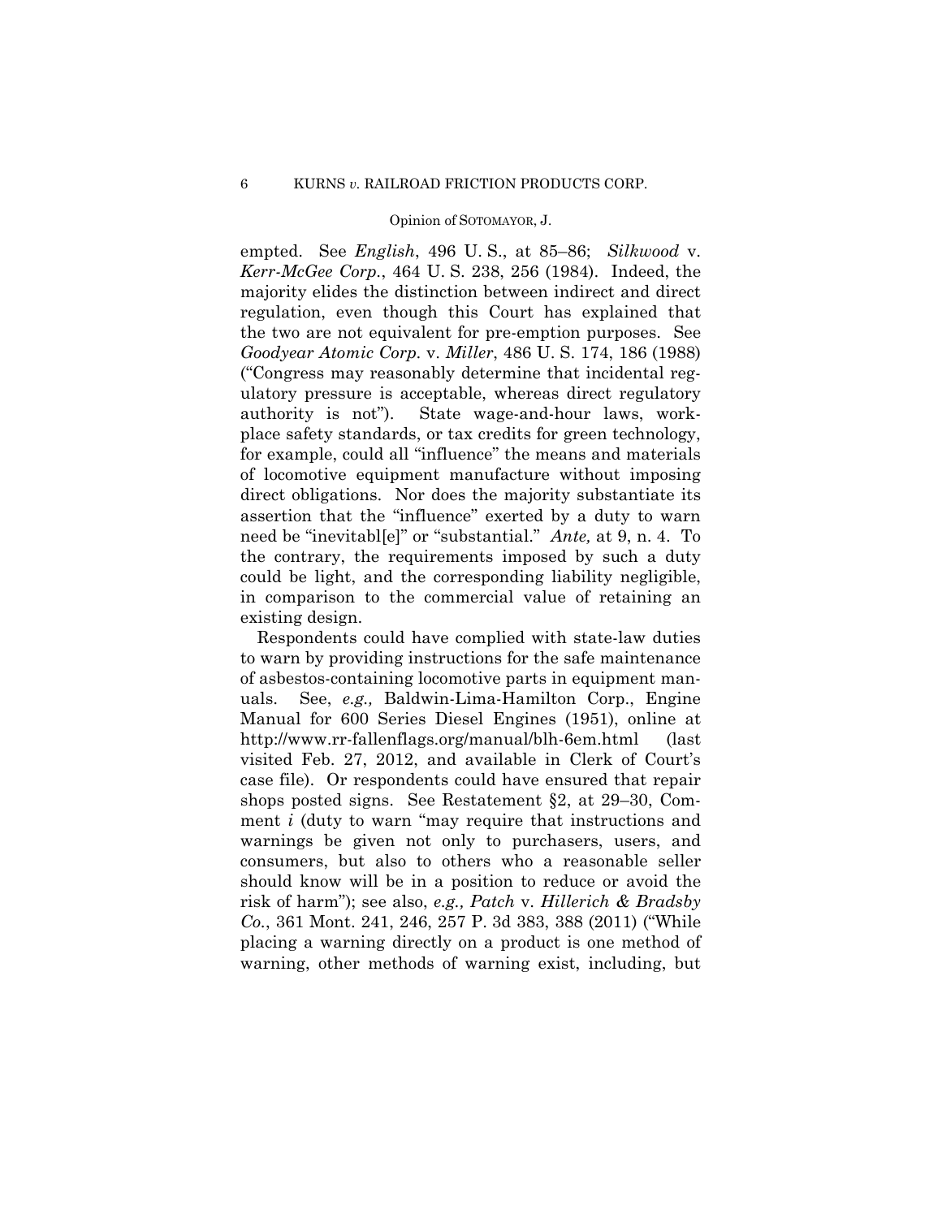empted. See *English*, 496 U. S., at 85–86; *Silkwood* v. *Kerr-McGee Corp.*, 464 U. S. 238, 256 (1984). Indeed, the majority elides the distinction between indirect and direct regulation, even though this Court has explained that the two are not equivalent for pre-emption purposes. See *Goodyear Atomic Corp.* v. *Miller*, 486 U. S. 174, 186 (1988) ("Congress may reasonably determine that incidental regulatory pressure is acceptable, whereas direct regulatory authority is not"). State wage-and-hour laws, workplace safety standards, or tax credits for green technology, for example, could all "influence" the means and materials of locomotive equipment manufacture without imposing direct obligations. Nor does the majority substantiate its assertion that the "influence" exerted by a duty to warn need be "inevitabl[e]" or "substantial." *Ante,* at 9, n. 4. To the contrary, the requirements imposed by such a duty could be light, and the corresponding liability negligible, in comparison to the commercial value of retaining an existing design.

Respondents could have complied with state-law duties to warn by providing instructions for the safe maintenance of asbestos-containing locomotive parts in equipment manuals. See, *e.g.,* Baldwin-Lima-Hamilton Corp., Engine Manual for 600 Series Diesel Engines (1951), online at http://www.rr-fallenflags.org/manual/blh-6em.html (last visited Feb. 27, 2012, and available in Clerk of Court's case file). Or respondents could have ensured that repair shops posted signs. See Restatement §2, at 29–30, Comment *i* (duty to warn "may require that instructions and warnings be given not only to purchasers, users, and consumers, but also to others who a reasonable seller should know will be in a position to reduce or avoid the risk of harm"); see also, *e.g., Patch* v. *Hillerich & Bradsby Co.*, 361 Mont. 241, 246, 257 P. 3d 383, 388 (2011) ("While placing a warning directly on a product is one method of warning, other methods of warning exist, including, but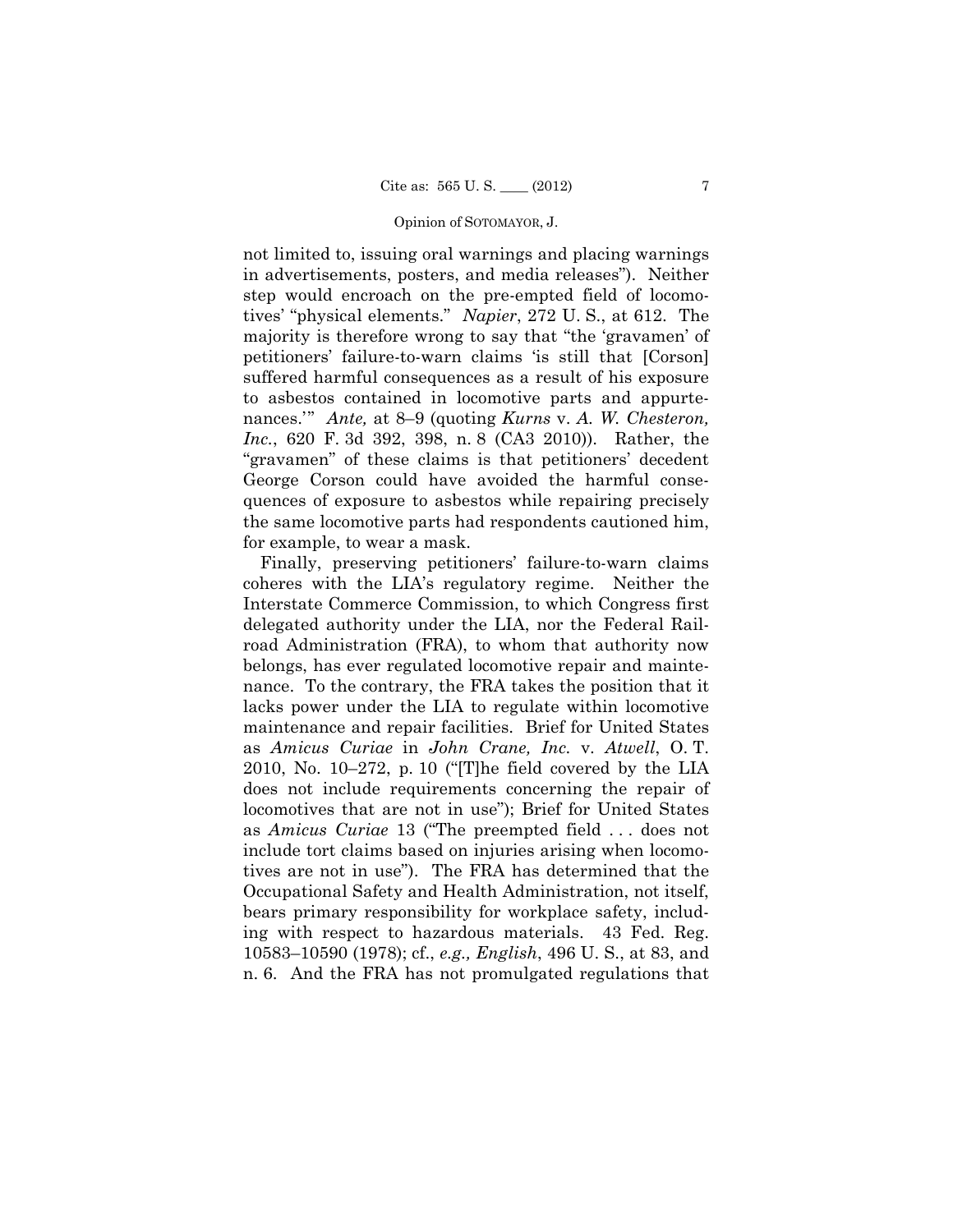not limited to, issuing oral warnings and placing warnings in advertisements, posters, and media releases"). Neither step would encroach on the pre-empted field of locomotives' "physical elements." *Napier*, 272 U. S., at 612. The majority is therefore wrong to say that "the 'gravamen' of petitioners' failure-to-warn claims 'is still that [Corson] suffered harmful consequences as a result of his exposure to asbestos contained in locomotive parts and appurtenances.'" *Ante,* at 8–9 (quoting *Kurns* v. *A. W. Chesteron, Inc.*, 620 F. 3d 392, 398, n. 8 (CA3 2010)). Rather, the "gravamen" of these claims is that petitioners' decedent George Corson could have avoided the harmful consequences of exposure to asbestos while repairing precisely the same locomotive parts had respondents cautioned him, for example, to wear a mask.

Finally, preserving petitioners' failure-to-warn claims coheres with the LIA's regulatory regime. Neither the Interstate Commerce Commission, to which Congress first delegated authority under the LIA, nor the Federal Railroad Administration (FRA), to whom that authority now belongs, has ever regulated locomotive repair and maintenance. To the contrary, the FRA takes the position that it lacks power under the LIA to regulate within locomotive maintenance and repair facilities. Brief for United States as *Amicus Curiae* in *John Crane, Inc.* v. *Atwell*, O. T. 2010, No. 10–272, p. 10 ("[T]he field covered by the LIA does not include requirements concerning the repair of locomotives that are not in use"); Brief for United States as *Amicus Curiae* 13 ("The preempted field . . . does not include tort claims based on injuries arising when locomotives are not in use"). The FRA has determined that the Occupational Safety and Health Administration, not itself, bears primary responsibility for workplace safety, including with respect to hazardous materials. 43 Fed. Reg. 10583–10590 (1978); cf., *e.g., English*, 496 U. S., at 83, and n. 6. And the FRA has not promulgated regulations that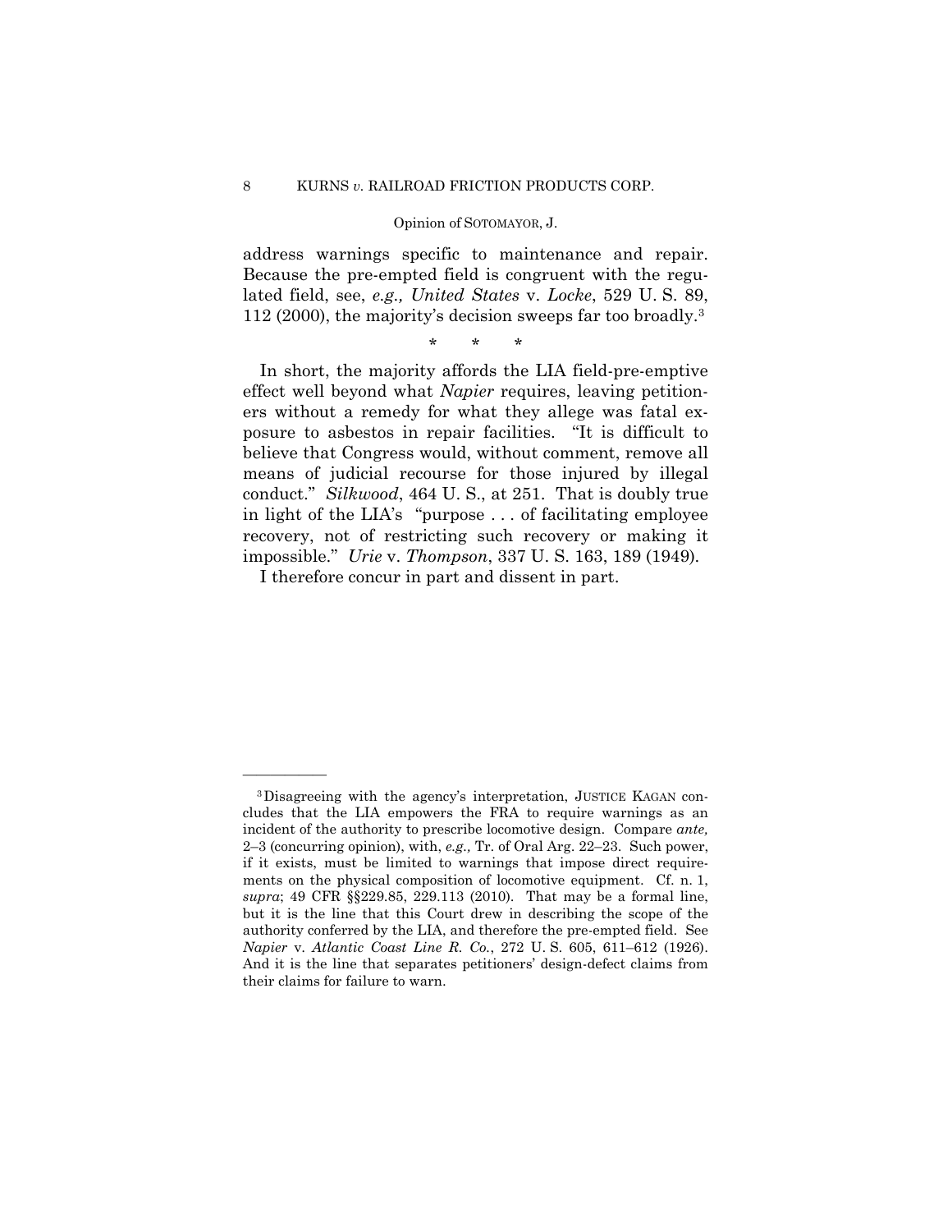address warnings specific to maintenance and repair. Because the pre-empted field is congruent with the regulated field, see, *e.g., United States* v. *Locke*, 529 U. S. 89, 112 (2000), the majority's decision sweeps far too broadly.[3]

\* \* \*

In short, the majority affords the LIA field-pre-emptive effect well beyond what *Napier* requires, leaving petitioners without a remedy for what they allege was fatal exposure to asbestos in repair facilities. "It is difficult to believe that Congress would, without comment, remove all means of judicial recourse for those injured by illegal conduct." *Silkwood*, 464 U. S., at 251. That is doubly true in light of the LIA's "purpose . . . of facilitating employee recovery, not of restricting such recovery or making it impossible." *Urie* v. *Thompson*, 337 U. S. 163, 189 (1949).

I therefore concur in part and dissent in part.

---

[3] Disagreeing with the agency's interpretation, JUSTICE KAGAN concludes that the LIA empowers the FRA to require warnings as an incident of the authority to prescribe locomotive design. Compare *ante,* 2–3 (concurring opinion), with, *e.g.,* Tr. of Oral Arg. 22–23. Such power, if it exists, must be limited to warnings that impose direct requirements on the physical composition of locomotive equipment. Cf. n. 1, *supra*; 49 CFR §§229.85, 229.113 (2010). That may be a formal line, but it is the line that this Court drew in describing the scope of the authority conferred by the LIA, and therefore the pre-empted field. See *Napier* v. *Atlantic Coast Line R. Co.*, 272 U. S. 605, 611–612 (1926). And it is the line that separates petitioners' design-defect claims from their claims for failure to warn.